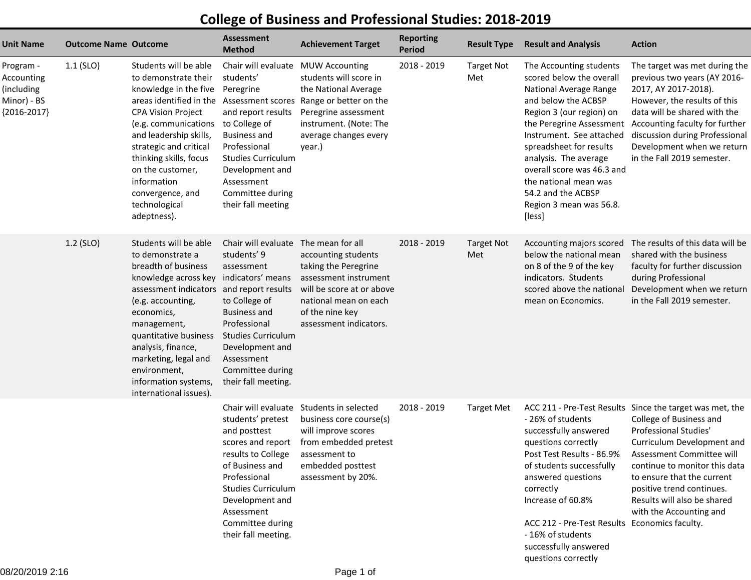# College of Business and Professional Studies: 2018-2019

| Unit Name | Outcome Name | Outcome | Assessment Method | Achievement Target | Reporting Period | Result Type | Result and Analysis | Action |
|---|---|---|---|---|---|---|---|---|
| Program - Accounting (including Minor) - BS {2016-2017} | 1.1 (SLO) | Students will be able to demonstrate their knowledge in the five areas identified in the CPA Vision Project (e.g. communications and leadership skills, strategic and critical thinking skills, focus on the customer, information convergence, and technological adeptness). | Chair will evaluate students' Peregrine Assessment scores and report results to College of Business and Professional Studies Curriculum Development and Assessment Committee during their fall meeting | MUW Accounting students will score in the National Average Range or better on the Peregrine assessment instrument. (Note: The average changes every year.) | 2018 - 2019 | Target Not Met | The Accounting students scored below the overall National Average Range and below the ACBSP Region 3 (our region) on the Peregrine Assessment Instrument. See attached spreadsheet for results analysis. The average overall score was 46.3 and the national mean was 54.2 and the ACBSP Region 3 mean was 56.8. [less] | The target was met during the previous two years (AY 2016-2017, AY 2017-2018). However, the results of this data will be shared with the Accounting faculty for further discussion during Professional Development when we return in the Fall 2019 semester. |
| | 1.2 (SLO) | Students will be able to demonstrate a breadth of business knowledge across key assessment indicators (e.g. accounting, economics, management, quantitative business analysis, finance, marketing, legal and environment, information systems, international issues). | Chair will evaluate students' 9 assessment indicators' means and report results to College of Business and Professional Studies Curriculum Development and Assessment Committee during their fall meeting. | The mean for all accounting students taking the Peregrine assessment instrument will be score at or above national mean on each of the nine key assessment indicators. | 2018 - 2019 | Target Not Met | Accounting majors scored below the national mean on 8 of the 9 of the key indicators. Students scored above the national mean on Economics. | The results of this data will be shared with the business faculty for further discussion during Professional Development when we return in the Fall 2019 semester. |
| | | | Chair will evaluate students' pretest and posttest scores and report results to College of Business and Professional Studies Curriculum Development and Assessment Committee during their fall meeting. | Students in selected business core course(s) will improve scores from embedded pretest assessment to embedded posttest assessment by 20%. | 2018 - 2019 | Target Met | ACC 211 - Pre-Test Results - 26% of students successfully answered questions correctly<br>Post Test Results - 86.9% of students successfully answered questions correctly<br>Increase of 60.8%<br><br>ACC 212 - Pre-Test Results - 16% of students successfully answered questions correctly | Since the target was met, the College of Business and Professional Studies' Curriculum Development and Assessment Committee will continue to monitor this data to ensure that the current positive trend continues. Results will also be shared with the Accounting and Economics faculty. |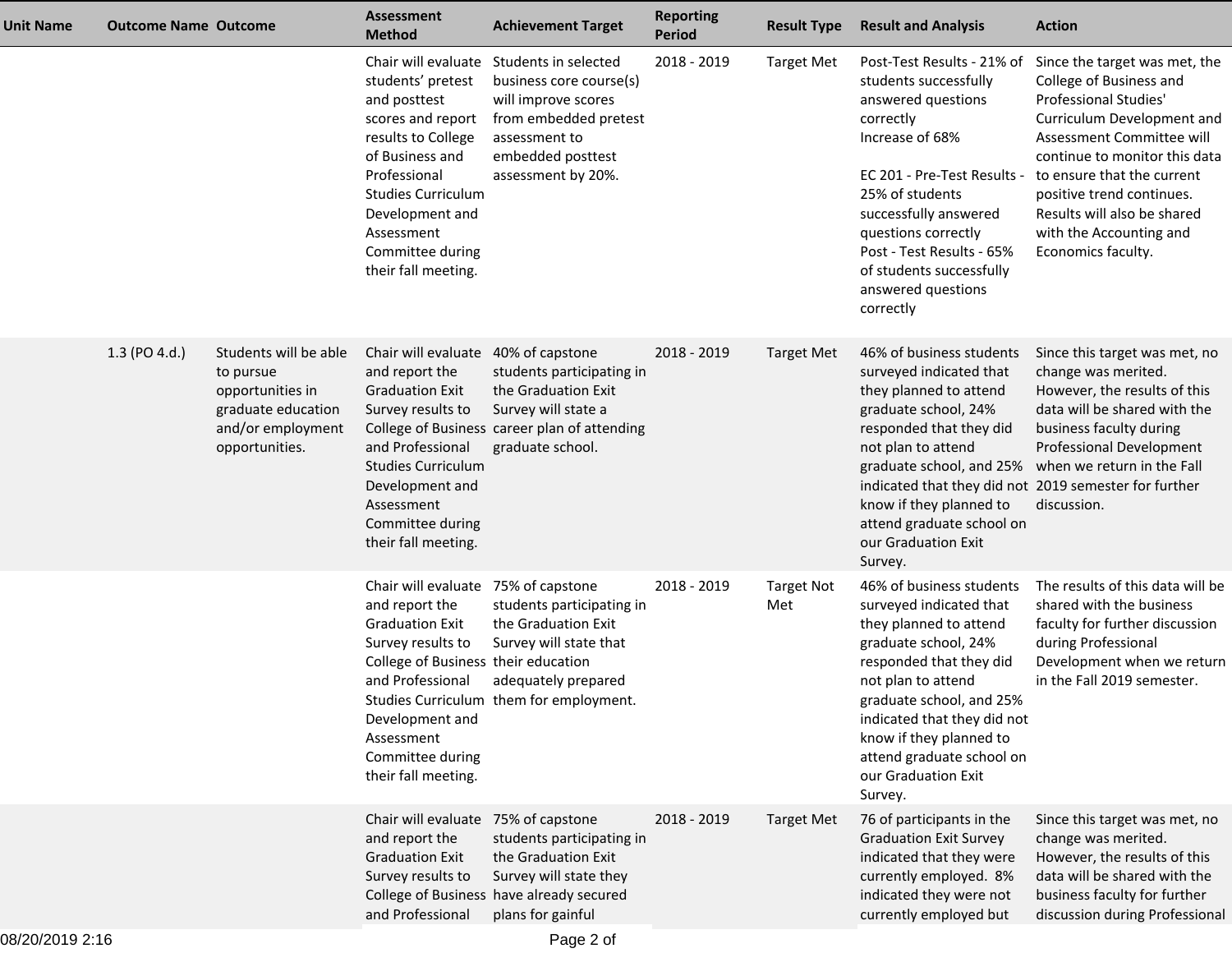| Unit Name | Outcome Name | Outcome | Assessment Method | Achievement Target | Reporting Period | Result Type | Result and Analysis | Action |
|---|---|---|---|---|---|---|---|---|
| | | | Chair will evaluate students' pretest and posttest scores and report results to College of Business and Professional Studies Curriculum Development and Assessment Committee during their fall meeting. | Students in selected business core course(s) will improve scores from embedded pretest assessment to embedded posttest assessment by 20%. | 2018 - 2019 | Target Met | Post-Test Results - 21% of students successfully answered questions correctly<br>Increase of 68%<br><br>EC 201 - Pre-Test Results - 25% of students successfully answered questions correctly<br>Post - Test Results - 65% of students successfully answered questions correctly | Since the target was met, the College of Business and Professional Studies' Curriculum Development and Assessment Committee will continue to monitor this data to ensure that the current positive trend continues. Results will also be shared with the Accounting and Economics faculty. |
| | 1.3 (PO 4.d.) | Students will be able to pursue opportunities in graduate education and/or employment opportunities. | Chair will evaluate and report the Graduation Exit Survey results to College of Business and Professional Studies Curriculum Development and Assessment Committee during their fall meeting. | 40% of capstone students participating in the Graduation Exit Survey will state a career plan of attending graduate school. | 2018 - 2019 | Target Met | 46% of business students surveyed indicated that they planned to attend graduate school, 24% responded that they did not plan to attend graduate school, and 25% indicated that they did not know if they planned to attend graduate school on our Graduation Exit Survey. | Since this target was met, no change was merited. However, the results of this data will be shared with the business faculty during Professional Development when we return in the Fall 2019 semester for further discussion. |
| | | | Chair will evaluate and report the Graduation Exit Survey results to College of Business and Professional Studies Curriculum Development and Assessment Committee during their fall meeting. | 75% of capstone students participating in the Graduation Exit Survey will state that their education adequately prepared them for employment. | 2018 - 2019 | Target Not Met | 46% of business students surveyed indicated that they planned to attend graduate school, 24% responded that they did not plan to attend graduate school, and 25% indicated that they did not know if they planned to attend graduate school on our Graduation Exit Survey. | The results of this data will be shared with the business faculty for further discussion during Professional Development when we return in the Fall 2019 semester. |
| | | | Chair will evaluate and report the Graduation Exit Survey results to College of Business and Professional | 75% of capstone students participating in the Graduation Exit Survey will state they have already secured plans for gainful | 2018 - 2019 | Target Met | 76 of participants in the Graduation Exit Survey indicated that they were currently employed. 8% indicated they were not currently employed but | Since this target was met, no change was merited. However, the results of this data will be shared with the business faculty for further discussion during Professional |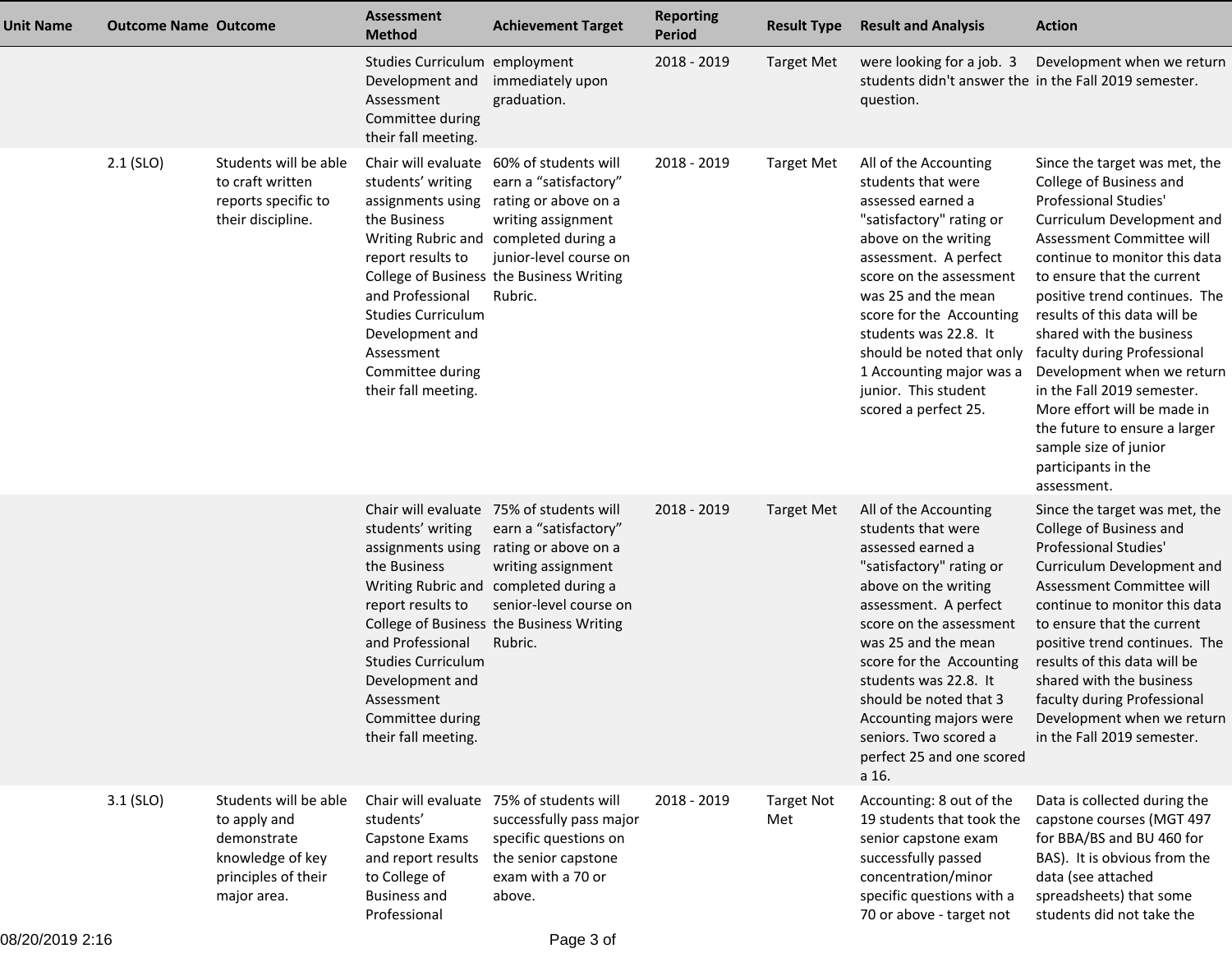| Unit Name | Outcome Name | Outcome | Assessment Method | Achievement Target | Reporting Period | Result Type | Result and Analysis | Action |
|---|---|---|---|---|---|---|---|---|
| | | | Studies Curriculum Development and Assessment Committee during their fall meeting. | employment immediately upon graduation. | 2018 - 2019 | Target Met | were looking for a job. 3 students didn't answer the question. | Development when we return in the Fall 2019 semester. |
| | 2.1 (SLO) | Students will be able to craft written reports specific to their discipline. | Chair will evaluate students' writing assignments using the Business Writing Rubric and report results to College of Business and Professional Studies Curriculum Development and Assessment Committee during their fall meeting. | 60% of students will earn a "satisfactory" rating or above on a writing assignment completed during a junior-level course on the Business Writing Rubric. | 2018 - 2019 | Target Met | All of the Accounting students that were assessed earned a "satisfactory" rating or above on the writing assessment. A perfect score on the assessment was 25 and the mean score for the Accounting students was 22.8. It should be noted that only 1 Accounting major was a junior. This student scored a perfect 25. | Since the target was met, the College of Business and Professional Studies' Curriculum Development and Assessment Committee will continue to monitor this data to ensure that the current positive trend continues. The results of this data will be shared with the business faculty during Professional Development when we return in the Fall 2019 semester. More effort will be made in the future to ensure a larger sample size of junior participants in the assessment. |
| | | | Chair will evaluate students' writing assignments using the Business Writing Rubric and report results to College of Business and Professional Studies Curriculum Development and Assessment Committee during their fall meeting. | 75% of students will earn a "satisfactory" rating or above on a writing assignment completed during a senior-level course on the Business Writing Rubric. | 2018 - 2019 | Target Met | All of the Accounting students that were assessed earned a "satisfactory" rating or above on the writing assessment. A perfect score on the assessment was 25 and the mean score for the Accounting students was 22.8. It should be noted that 3 Accounting majors were seniors. Two scored a perfect 25 and one scored a 16. | Since the target was met, the College of Business and Professional Studies' Curriculum Development and Assessment Committee will continue to monitor this data to ensure that the current positive trend continues. The results of this data will be shared with the business faculty during Professional Development when we return in the Fall 2019 semester. |
| | 3.1 (SLO) | Students will be able to apply and demonstrate knowledge of key principles of their major area. | Chair will evaluate students' Capstone Exams and report results to College of Business and Professional | 75% of students will successfully pass major specific questions on the senior capstone exam with a 70 or above. | 2018 - 2019 | Target Not Met | Accounting: 8 out of the 19 students that took the senior capstone exam successfully passed concentration/minor specific questions with a 70 or above - target not | Data is collected during the capstone courses (MGT 497 for BBA/BS and BU 460 for BAS). It is obvious from the data (see attached spreadsheets) that some students did not take the |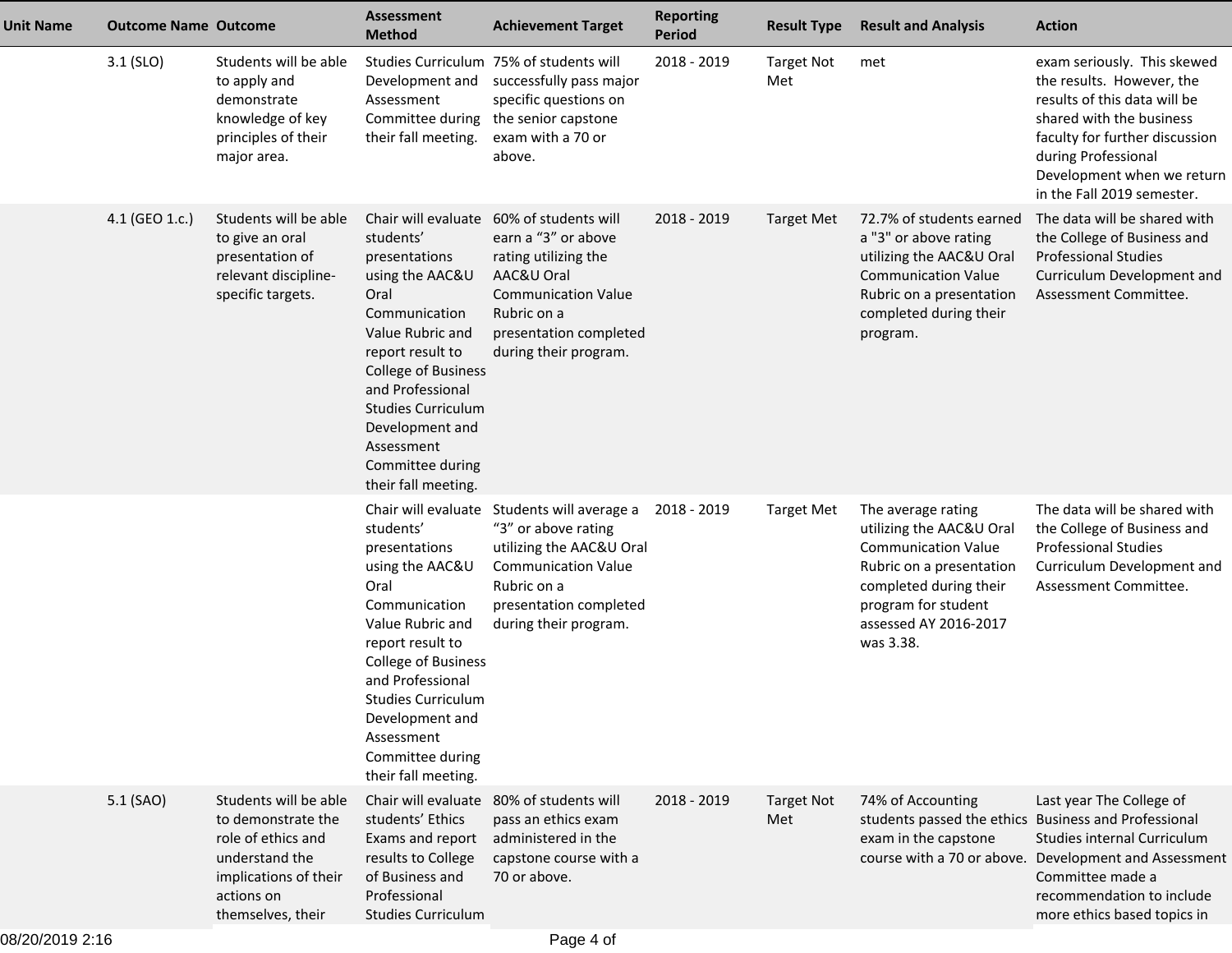| Unit Name | Outcome Name | Outcome | Assessment Method | Achievement Target | Reporting Period | Result Type | Result and Analysis | Action |
|---|---|---|---|---|---|---|---|---|
| | 3.1 (SLO) | Students will be able to apply and demonstrate knowledge of key principles of their major area. | Studies Curriculum Development and Assessment Committee during their fall meeting. | 75% of students will successfully pass major specific questions on the senior capstone exam with a 70 or above. | 2018 - 2019 | Target Not Met | met | exam seriously. This skewed the results. However, the results of this data will be shared with the business faculty for further discussion during Professional Development when we return in the Fall 2019 semester. |
| | 4.1 (GEO 1.c.) | Students will be able to give an oral presentation of relevant discipline-specific targets. | Chair will evaluate students' presentations using the AAC&U Oral Communication Value Rubric and report result to College of Business and Professional Studies Curriculum Development and Assessment Committee during their fall meeting. | 60% of students will earn a "3" or above rating utilizing the AAC&U Oral Communication Value Rubric on a presentation completed during their program. | 2018 - 2019 | Target Met | 72.7% of students earned a "3" or above rating utilizing the AAC&U Oral Communication Value Rubric on a presentation completed during their program. | The data will be shared with the College of Business and Professional Studies Curriculum Development and Assessment Committee. |
| | | | Chair will evaluate students' presentations using the AAC&U Oral Communication Value Rubric and report result to College of Business and Professional Studies Curriculum Development and Assessment Committee during their fall meeting. | Students will average a "3" or above rating utilizing the AAC&U Oral Communication Value Rubric on a presentation completed during their program. | 2018 - 2019 | Target Met | The average rating utilizing the AAC&U Oral Communication Value Rubric on a presentation completed during their program for student assessed AY 2016-2017 was 3.38. | The data will be shared with the College of Business and Professional Studies Curriculum Development and Assessment Committee. |
| | 5.1 (SAO) | Students will be able to demonstrate the role of ethics and understand the implications of their actions on themselves, their | Chair will evaluate students' Ethics Exams and report results to College of Business and Professional Studies Curriculum | 80% of students will pass an ethics exam administered in the capstone course with a 70 or above. | 2018 - 2019 | Target Not Met | 74% of Accounting students passed the ethics exam in the capstone course with a 70 or above. | Last year The College of Business and Professional Studies internal Curriculum Development and Assessment Committee made a recommendation to include more ethics based topics in |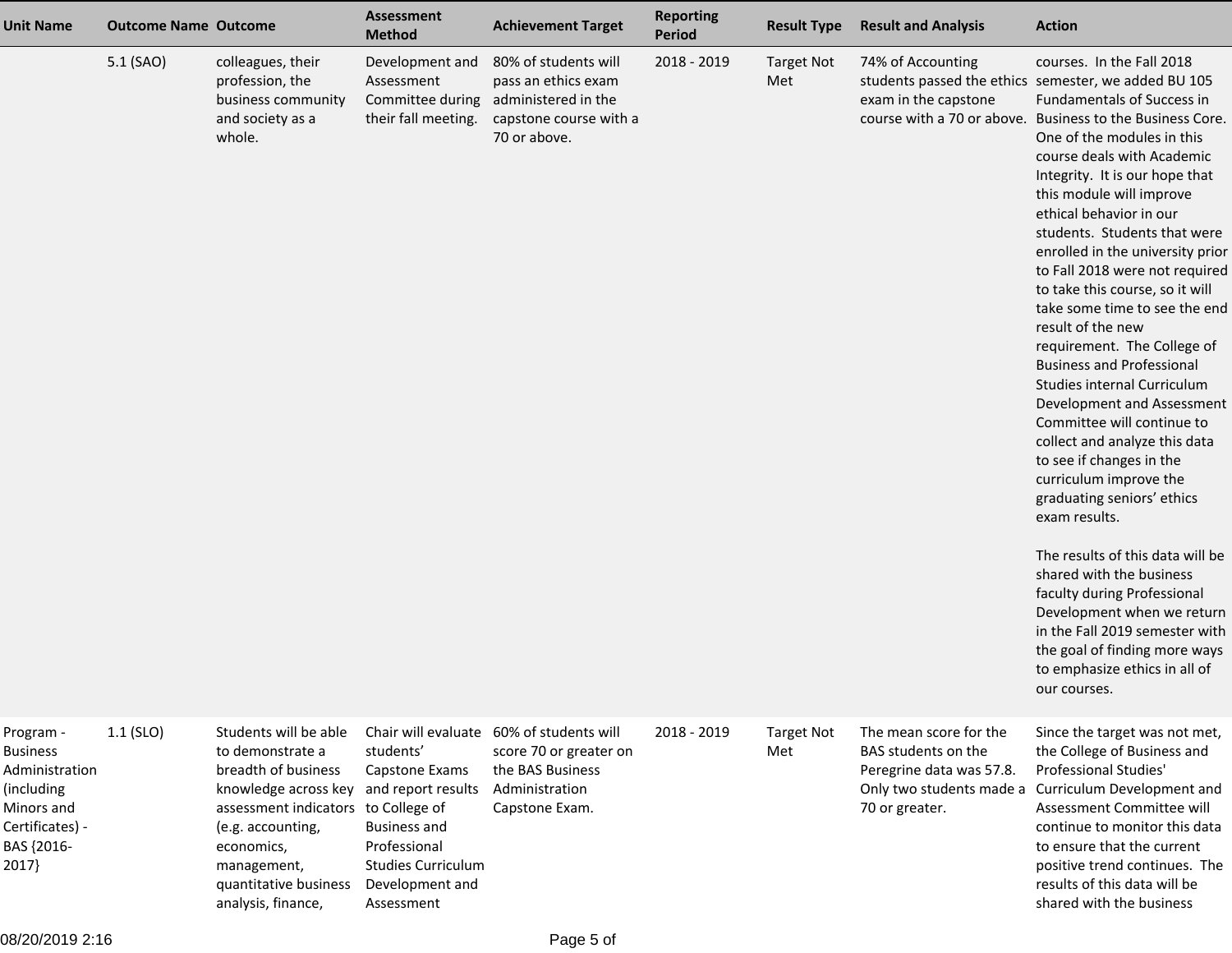| Unit Name | Outcome Name | Outcome | Assessment Method | Achievement Target | Reporting Period | Result Type | Result and Analysis | Action |
| --- | --- | --- | --- | --- | --- | --- | --- | --- |
| | 5.1 (SAO) | colleagues, their profession, the business community and society as a whole. | Development and Assessment Committee during their fall meeting. | 80% of students will pass an ethics exam administered in the capstone course with a 70 or above. | 2018 - 2019 | Target Not Met | 74% of Accounting students passed the ethics exam in the capstone course with a 70 or above. | courses. In the Fall 2018 semester, we added BU 105 Fundamentals of Success in Business to the Business Core. One of the modules in this course deals with Academic Integrity. It is our hope that this module will improve ethical behavior in our students. Students that were enrolled in the university prior to Fall 2018 were not required to take this course, so it will take some time to see the end result of the new requirement. The College of Business and Professional Studies internal Curriculum Development and Assessment Committee will continue to collect and analyze this data to see if changes in the curriculum improve the graduating seniors' ethics exam results.<br><br>The results of this data will be shared with the business faculty during Professional Development when we return in the Fall 2019 semester with the goal of finding more ways to emphasize ethics in all of our courses. |
| Program - Business Administration (including Minors and Certificates) - BAS {2016-2017} | 1.1 (SLO) | Students will be able to demonstrate a breadth of business knowledge across key assessment indicators (e.g. accounting, economics, management, quantitative business analysis, finance, | Chair will evaluate students' Capstone Exams and report results to College of Business and Professional Studies Curriculum Development and Assessment | 60% of students will score 70 or greater on the BAS Business Administration Capstone Exam. | 2018 - 2019 | Target Not Met | The mean score for the BAS students on the Peregrine data was 57.8. Only two students made a 70 or greater. | Since the target was not met, the College of Business and Professional Studies' Curriculum Development and Assessment Committee will continue to monitor this data to ensure that the current positive trend continues. The results of this data will be shared with the business |

08/20/2019 2:16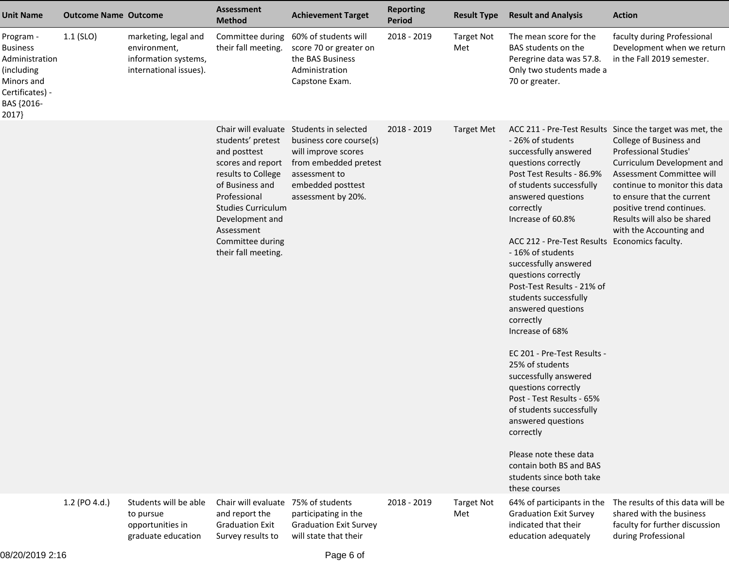| Unit Name | Outcome Name | Outcome | Assessment Method | Achievement Target | Reporting Period | Result Type | Result and Analysis | Action |
|---|---|---|---|---|---|---|---|---|
| Program - Business Administration (including Minors and Certificates) - BAS {2016-2017} | 1.1 (SLO) | marketing, legal and environment, information systems, international issues). | Committee during their fall meeting. | 60% of students will score 70 or greater on the BAS Business Administration Capstone Exam. | 2018 - 2019 | Target Not Met | The mean score for the BAS students on the Peregrine data was 57.8. Only two students made a 70 or greater. | faculty during Professional Development when we return in the Fall 2019 semester. |
| | | | Chair will evaluate students' pretest and posttest scores and report results to College of Business and Professional Studies Curriculum Development and Assessment Committee during their fall meeting. | Students in selected business core course(s) will improve scores from embedded pretest assessment to embedded posttest assessment by 20%. | 2018 - 2019 | Target Met | ACC 211 - Pre-Test Results - 26% of students successfully answered questions correctly<br>Post Test Results - 86.9% of students successfully answered questions correctly<br>Increase of 60.8%<br><br>ACC 212 - Pre-Test Results - 16% of students successfully answered questions correctly<br>Post-Test Results - 21% of students successfully answered questions correctly<br>Increase of 68%<br><br>EC 201 - Pre-Test Results - 25% of students successfully answered questions correctly<br>Post - Test Results - 65% of students successfully answered questions correctly<br><br>Please note these data contain both BS and BAS students since both take these courses | Since the target was met, the College of Business and Professional Studies' Curriculum Development and Assessment Committee will continue to monitor this data to ensure that the current positive trend continues. Results will also be shared with the Accounting and Economics faculty. |
| | 1.2 (PO 4.d.) | Students will be able to pursue opportunities in graduate education | Chair will evaluate and report the Graduation Exit Survey results to | 75% of students participating in the Graduation Exit Survey will state that their | 2018 - 2019 | Target Not Met | 64% of participants in the Graduation Exit Survey indicated that their education adequately | The results of this data will be shared with the business faculty for further discussion during Professional |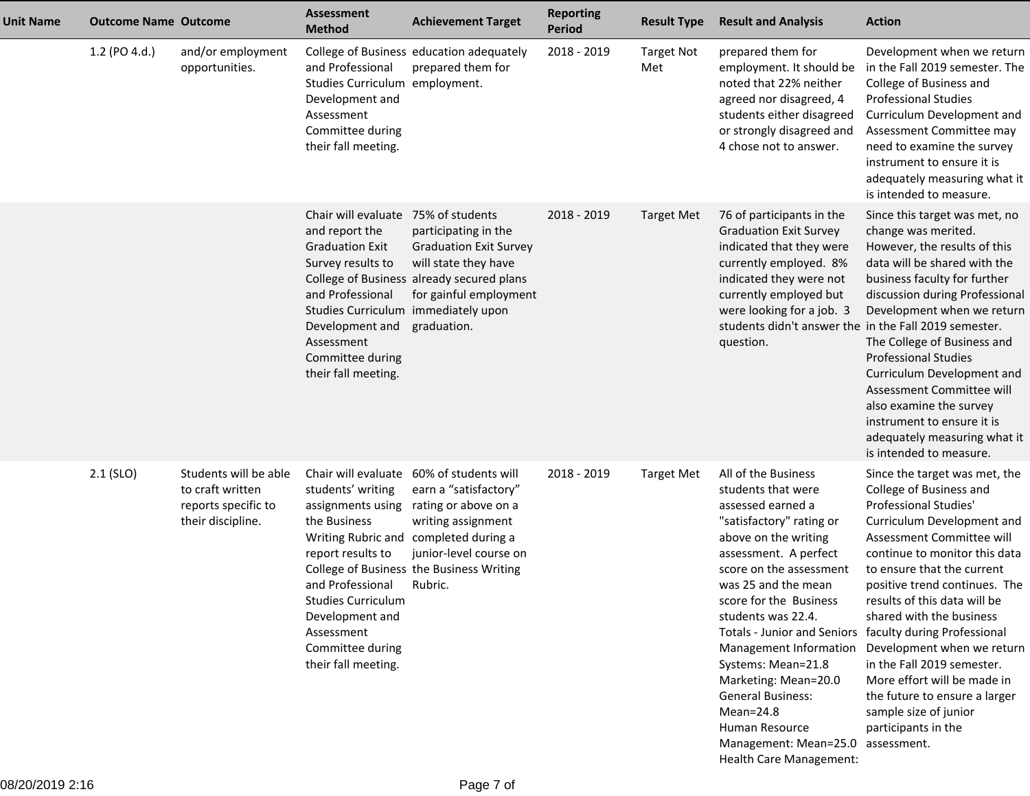| Unit Name | Outcome Name | Outcome | Assessment Method | Achievement Target | Reporting Period | Result Type | Result and Analysis | Action |
|---|---|---|---|---|---|---|---|---|
| | 1.2 (PO 4.d.) | and/or employment opportunities. | College of Business and Professional Studies Curriculum Development and Assessment Committee during their fall meeting. | education adequately prepared them for employment. | 2018 - 2019 | Target Not Met | prepared them for employment. It should be noted that 22% neither agreed nor disagreed, 4 students either disagreed or strongly disagreed and 4 chose not to answer. | Development when we return in the Fall 2019 semester. The College of Business and Professional Studies Curriculum Development and Assessment Committee may need to examine the survey instrument to ensure it is adequately measuring what it is intended to measure. |
| | | | Chair will evaluate and report the Graduation Exit Survey results to College of Business and Professional Studies Curriculum Development and Assessment Committee during their fall meeting. | 75% of students participating in the Graduation Exit Survey will state they have already secured plans for gainful employment immediately upon graduation. | 2018 - 2019 | Target Met | 76 of participants in the Graduation Exit Survey indicated that they were currently employed. 8% indicated they were not currently employed but were looking for a job. 3 students didn't answer the question. | Since this target was met, no change was merited. However, the results of this data will be shared with the business faculty for further discussion during Professional Development when we return in the Fall 2019 semester. The College of Business and Professional Studies Curriculum Development and Assessment Committee will also examine the survey instrument to ensure it is adequately measuring what it is intended to measure. |
| | 2.1 (SLO) | Students will be able to craft written reports specific to their discipline. | Chair will evaluate students' writing assignments using the Business Writing Rubric and report results to College of Business and Professional Studies Curriculum Development and Assessment Committee during their fall meeting. | 60% of students will earn a "satisfactory" rating or above on a writing assignment completed during a junior-level course on the Business Writing Rubric. | 2018 - 2019 | Target Met | All of the Business students that were assessed earned a "satisfactory" rating or above on the writing assessment. A perfect score on the assessment was 25 and the mean score for the Business students was 22.4.<br>Totals - Junior and Seniors<br>Management Information Systems: Mean=21.8<br>Marketing: Mean=20.0<br>General Business: Mean=24.8<br>Human Resource Management: Mean=25.0<br>Health Care Management: | Since the target was met, the College of Business and Professional Studies' Curriculum Development and Assessment Committee will continue to monitor this data to ensure that the current positive trend continues. The results of this data will be shared with the business faculty during Professional Development when we return in the Fall 2019 semester. More effort will be made in the future to ensure a larger sample size of junior participants in the assessment. |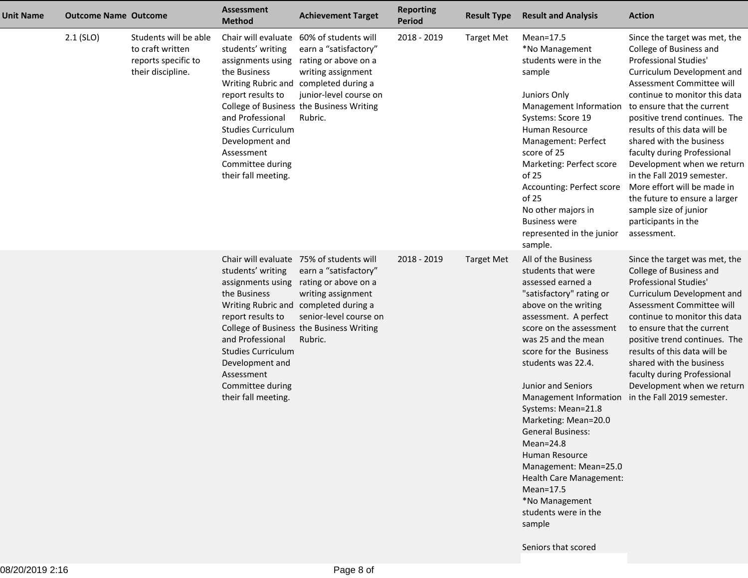| Unit Name | Outcome Name | Outcome | Assessment Method | Achievement Target | Reporting Period | Result Type | Result and Analysis | Action |
|---|---|---|---|---|---|---|---|---|
| | 2.1 (SLO) | Students will be able to craft written reports specific to their discipline. | Chair will evaluate students' writing assignments using the Business Writing Rubric and report results to College of Business and Professional Studies Curriculum Development and Assessment Committee during their fall meeting. | 60% of students will earn a "satisfactory" rating or above on a writing assignment completed during a junior-level course on the Business Writing Rubric. | 2018 - 2019 | Target Met | Mean=17.5<br>*No Management students were in the sample<br><br>Juniors Only<br>Management Information Systems: Score 19<br>Human Resource Management: Perfect score of 25<br>Marketing: Perfect score of 25<br>Accounting: Perfect score of 25<br>No other majors in Business were represented in the junior sample. | Since the target was met, the College of Business and Professional Studies' Curriculum Development and Assessment Committee will continue to monitor this data to ensure that the current positive trend continues. The results of this data will be shared with the business faculty during Professional Development when we return in the Fall 2019 semester. More effort will be made in the future to ensure a larger sample size of junior participants in the assessment. |
| | | | Chair will evaluate students' writing assignments using the Business Writing Rubric and report results to College of Business and Professional Studies Curriculum Development and Assessment Committee during their fall meeting. | 75% of students will earn a "satisfactory" rating or above on a writing assignment completed during a senior-level course on the Business Writing Rubric. | 2018 - 2019 | Target Met | All of the Business students that were assessed earned a "satisfactory" rating or above on the writing assessment. A perfect score on the assessment was 25 and the mean score for the Business students was 22.4.<br><br>Junior and Seniors<br>Management Information Systems: Mean=21.8<br>Marketing: Mean=20.0<br>General Business: Mean=24.8<br>Human Resource Management: Mean=25.0<br>Health Care Management: Mean=17.5<br>*No Management students were in the sample<br><br>Seniors that scored | Since the target was met, the College of Business and Professional Studies' Curriculum Development and Assessment Committee will continue to monitor this data to ensure that the current positive trend continues. The results of this data will be shared with the business faculty during Professional Development when we return in the Fall 2019 semester. |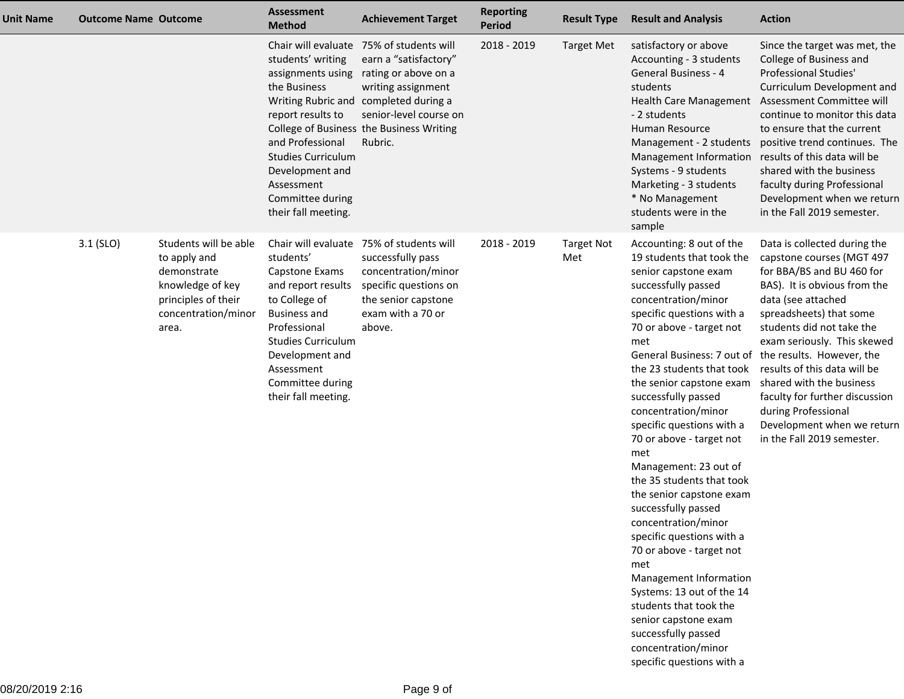| Unit Name | Outcome Name | Outcome | Assessment Method | Achievement Target | Reporting Period | Result Type | Result and Analysis | Action |
|---|---|---|---|---|---|---|---|---|
| | | | Chair will evaluate students' writing assignments using the Business Writing Rubric and report results to College of Business and Professional Studies Curriculum Development and Assessment Committee during their fall meeting. | 75% of students will earn a "satisfactory" rating or above on a writing assignment completed during a senior-level course on the Business Writing Rubric. | 2018 - 2019 | Target Met | satisfactory or above<br>Accounting - 3 students<br>General Business - 4 students<br>Health Care Management - 2 students<br>Human Resource Management - 2 students<br>Management Information Systems - 9 students<br>Marketing - 3 students<br>* No Management students were in the sample | Since the target was met, the College of Business and Professional Studies' Curriculum Development and Assessment Committee will continue to monitor this data to ensure that the current positive trend continues. The results of this data will be shared with the business faculty during Professional Development when we return in the Fall 2019 semester. |
| | 3.1 (SLO) | Students will be able to apply and demonstrate knowledge of key principles of their concentration/minor area. | Chair will evaluate students' Capstone Exams and report results to College of Business and Professional Studies Curriculum Development and Assessment Committee during their fall meeting. | 75% of students will successfully pass concentration/minor specific questions on the senior capstone exam with a 70 or above. | 2018 - 2019 | Target Not Met | Accounting: 8 out of the 19 students that took the senior capstone exam successfully passed concentration/minor specific questions with a 70 or above - target not met<br>General Business: 7 out of the 23 students that took the senior capstone exam successfully passed concentration/minor specific questions with a 70 or above - target not met<br>Management: 23 out of the 35 students that took the senior capstone exam successfully passed concentration/minor specific questions with a 70 or above - target not met<br>Management Information Systems: 13 out of the 14 students that took the senior capstone exam successfully passed concentration/minor specific questions with a | Data is collected during the capstone courses (MGT 497 for BBA/BS and BU 460 for BAS). It is obvious from the data (see attached spreadsheets) that some students did not take the exam seriously. This skewed the results. However, the results of this data will be shared with the business faculty for further discussion during Professional Development when we return in the Fall 2019 semester. |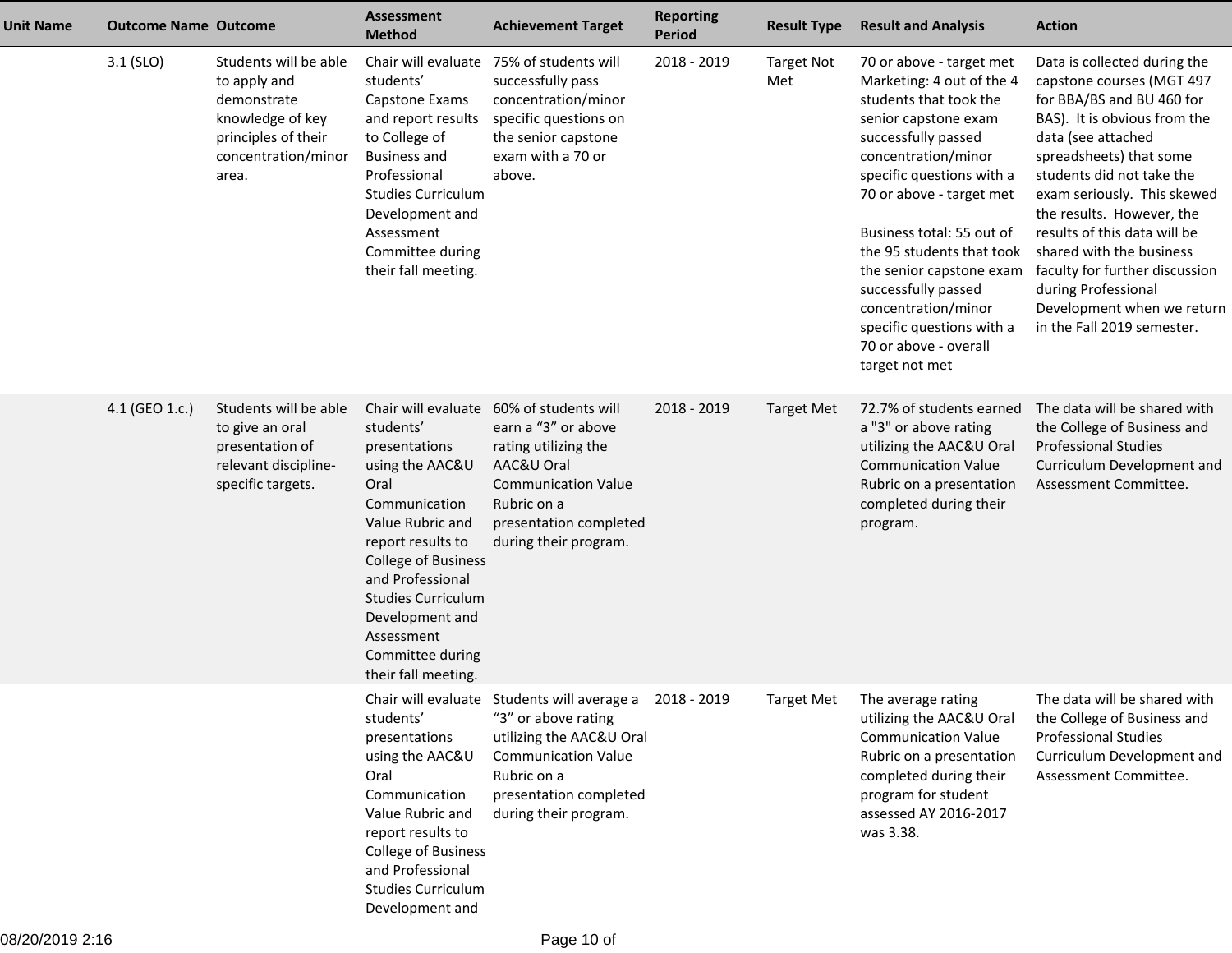| Unit Name | Outcome Name | Outcome | Assessment Method | Achievement Target | Reporting Period | Result Type | Result and Analysis | Action |
|---|---|---|---|---|---|---|---|---|
| | 3.1 (SLO) | Students will be able to apply and demonstrate knowledge of key principles of their concentration/minor area. | Chair will evaluate students' Capstone Exams and report results to College of Business and Professional Studies Curriculum Development and Assessment Committee during their fall meeting. | 75% of students will successfully pass concentration/minor specific questions on the senior capstone exam with a 70 or above. | 2018 - 2019 | Target Not Met | 70 or above - target met Marketing: 4 out of the 4 students that took the senior capstone exam successfully passed concentration/minor specific questions with a 70 or above - target met<br><br>Business total: 55 out of the 95 students that took the senior capstone exam successfully passed concentration/minor specific questions with a 70 or above - overall target not met | Data is collected during the capstone courses (MGT 497 for BBA/BS and BU 460 for BAS). It is obvious from the data (see attached spreadsheets) that some students did not take the exam seriously. This skewed the results. However, the results of this data will be shared with the business faculty for further discussion during Professional Development when we return in the Fall 2019 semester. |
| | 4.1 (GEO 1.c.) | Students will be able to give an oral presentation of relevant discipline-specific targets. | Chair will evaluate students' presentations using the AAC&U Oral Communication Value Rubric and report results to College of Business and Professional Studies Curriculum Development and Assessment Committee during their fall meeting. | 60% of students will earn a "3" or above rating utilizing the AAC&U Oral Communication Value Rubric on a presentation completed during their program. | 2018 - 2019 | Target Met | 72.7% of students earned a "3" or above rating utilizing the AAC&U Oral Communication Value Rubric on a presentation completed during their program. | The data will be shared with the College of Business and Professional Studies Curriculum Development and Assessment Committee. |
| | | | Chair will evaluate students' presentations using the AAC&U Oral Communication Value Rubric and report results to College of Business and Professional Studies Curriculum Development and | Students will average a "3" or above rating utilizing the AAC&U Oral Communication Value Rubric on a presentation completed during their program. | 2018 - 2019 | Target Met | The average rating utilizing the AAC&U Oral Communication Value Rubric on a presentation completed during their program for student assessed AY 2016-2017 was 3.38. | The data will be shared with the College of Business and Professional Studies Curriculum Development and Assessment Committee. |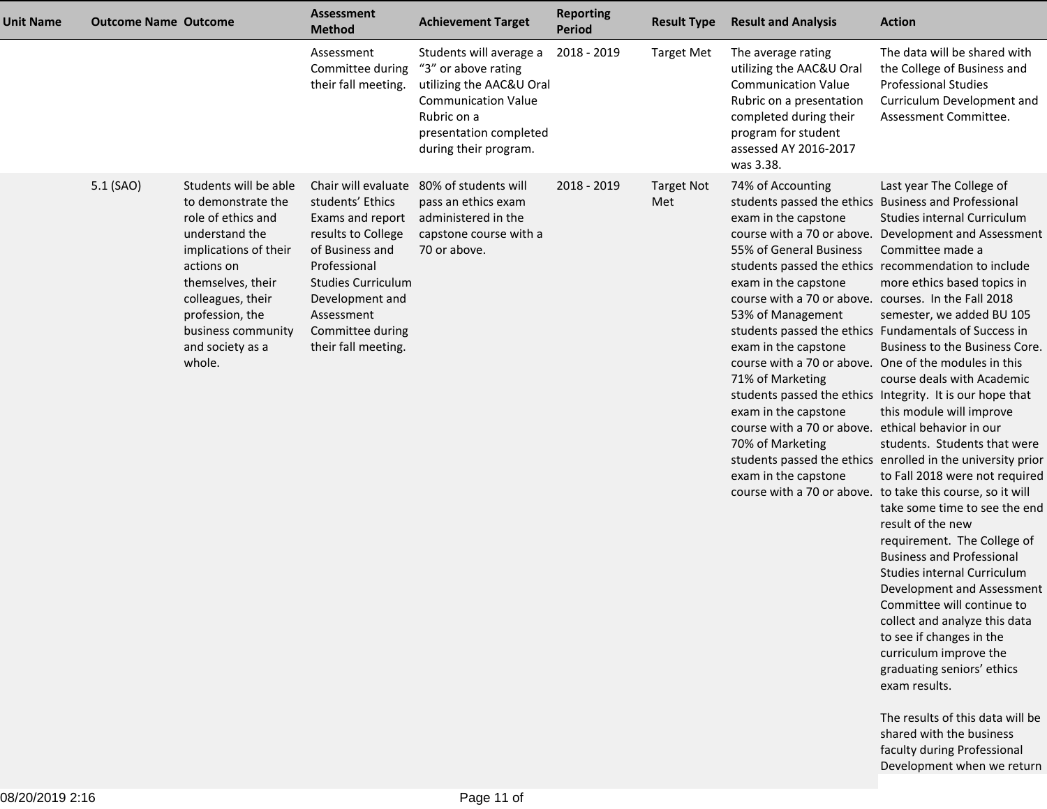| Unit Name | Outcome Name | Outcome | Assessment Method | Achievement Target | Reporting Period | Result Type | Result and Analysis | Action |
|---|---|---|---|---|---|---|---|---|
| | | | Assessment Committee during their fall meeting. | Students will average a “3” or above rating utilizing the AAC&U Oral Communication Value Rubric on a presentation completed during their program. | 2018 - 2019 | Target Met | The average rating utilizing the AAC&U Oral Communication Value Rubric on a presentation completed during their program for student assessed AY 2016-2017 was 3.38. | The data will be shared with the College of Business and Professional Studies Curriculum Development and Assessment Committee. |
| | 5.1 (SAO) | Students will be able to demonstrate the role of ethics and understand the implications of their actions on themselves, their colleagues, their profession, the business community and society as a whole. | Chair will evaluate students' Ethics Exams and report results to College of Business and Professional Studies Curriculum Development and Assessment Committee during their fall meeting. | 80% of students will pass an ethics exam administered in the capstone course with a 70 or above. | 2018 - 2019 | Target Not Met | 74% of Accounting students passed the ethics exam in the capstone course with a 70 or above. 55% of General Business students passed the ethics exam in the capstone course with a 70 or above. 53% of Management students passed the ethics exam in the capstone course with a 70 or above. 71% of Marketing students passed the ethics exam in the capstone course with a 70 or above. 70% of Marketing students passed the ethics exam in the capstone course with a 70 or above. | Last year The College of Business and Professional Studies internal Curriculum Development and Assessment Committee made a recommendation to include more ethics based topics in courses. In the Fall 2018 semester, we added BU 105 Fundamentals of Success in Business to the Business Core. One of the modules in this course deals with Academic Integrity. It is our hope that this module will improve ethical behavior in our students. Students that were enrolled in the university prior to Fall 2018 were not required to take this course, so it will take some time to see the end result of the new requirement. The College of Business and Professional Studies internal Curriculum Development and Assessment Committee will continue to collect and analyze this data to see if changes in the curriculum improve the graduating seniors' ethics exam results.<br><br>The results of this data will be shared with the business faculty during Professional Development when we return |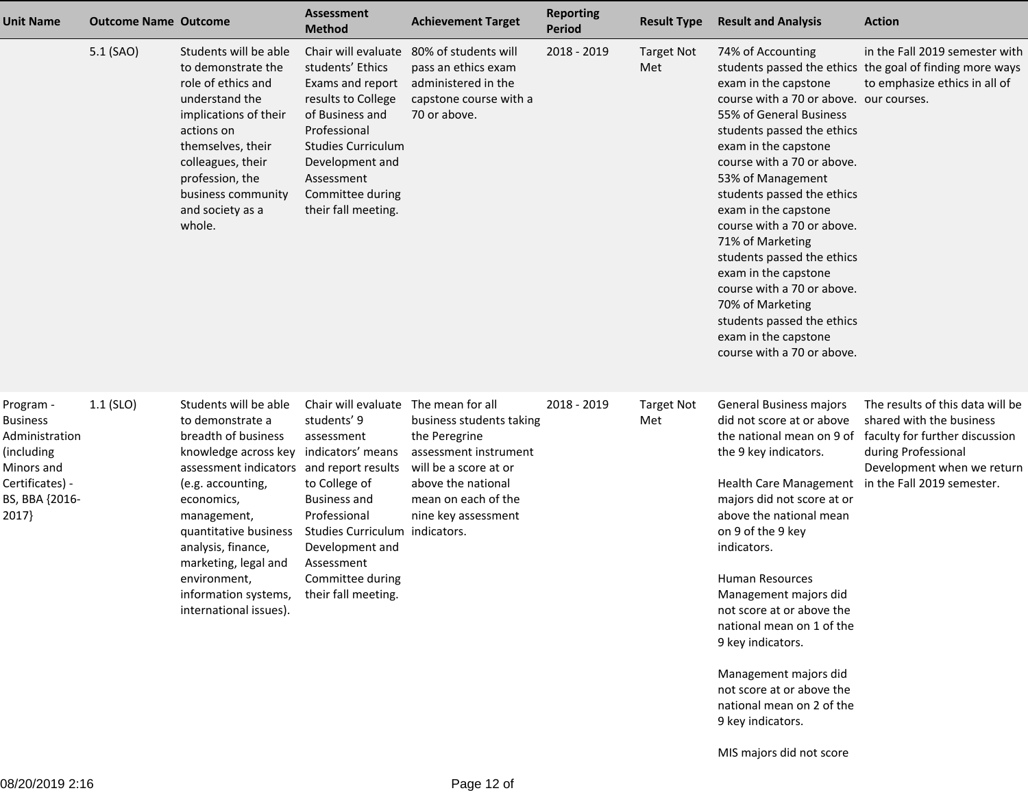| Unit Name | Outcome Name | Outcome | Assessment Method | Achievement Target | Reporting Period | Result Type | Result and Analysis | Action |
|---|---|---|---|---|---|---|---|---|
| | 5.1 (SAO) | Students will be able to demonstrate the role of ethics and understand the implications of their actions on themselves, their colleagues, their profession, the business community and society as a whole. | Chair will evaluate students' Ethics Exams and report results to College of Business and Professional Studies Curriculum Development and Assessment Committee during their fall meeting. | 80% of students will pass an ethics exam administered in the capstone course with a 70 or above. | 2018 - 2019 | Target Not Met | 74% of Accounting students passed the ethics exam in the capstone course with a 70 or above. 55% of General Business students passed the ethics exam in the capstone course with a 70 or above. 53% of Management students passed the ethics exam in the capstone course with a 70 or above. 71% of Marketing students passed the ethics exam in the capstone course with a 70 or above. 70% of Marketing students passed the ethics exam in the capstone course with a 70 or above. | in the Fall 2019 semester with the goal of finding more ways to emphasize ethics in all of our courses. |
| Program - Business Administration (including Minors and Certificates) - BS, BBA {2016-2017} | 1.1 (SLO) | Students will be able to demonstrate a breadth of business knowledge across key assessment indicators (e.g. accounting, economics, management, quantitative business analysis, finance, marketing, legal and environment, information systems, international issues). | Chair will evaluate students' 9 assessment indicators' means and report results to College of Business and Professional Studies Curriculum Development and Assessment Committee during their fall meeting. | The mean for all business students taking the Peregrine assessment instrument will be a score at or above the national mean on each of the nine key assessment indicators. | 2018 - 2019 | Target Not Met | General Business majors did not score at or above the national mean on 9 of the 9 key indicators.<br><br>Health Care Management majors did not score at or above the national mean on 9 of the 9 key indicators.<br><br>Human Resources Management majors did not score at or above the national mean on 1 of the 9 key indicators.<br><br>Management majors did not score at or above the national mean on 2 of the 9 key indicators.<br><br>MIS majors did not score | The results of this data will be shared with the business faculty for further discussion during Professional Development when we return in the Fall 2019 semester. |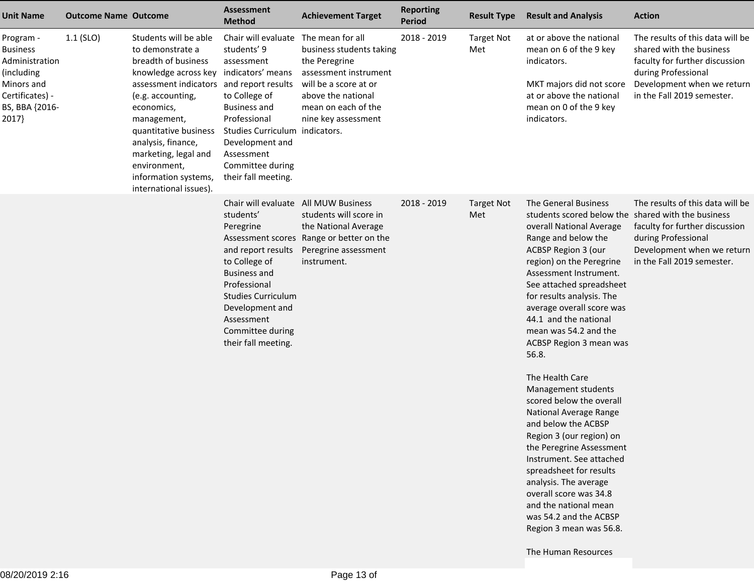| Unit Name | Outcome Name | Outcome | Assessment Method | Achievement Target | Reporting Period | Result Type | Result and Analysis | Action |
|---|---|---|---|---|---|---|---|---|
| Program - Business Administration (including Minors and Certificates) - BS, BBA {2016-2017} | 1.1 (SLO) | Students will be able to demonstrate a breadth of business knowledge across key assessment indicators (e.g. accounting, economics, management, quantitative business analysis, finance, marketing, legal and environment, information systems, international issues). | Chair will evaluate students' 9 assessment indicators' means and report results to College of Business and Professional Studies Curriculum Development and Assessment Committee during their fall meeting. | The mean for all business students taking the Peregrine assessment instrument will be a score at or above the national mean on each of the nine key assessment indicators. | 2018 - 2019 | Target Not Met | at or above the national mean on 6 of the 9 key indicators.<br><br>MKT majors did not score at or above the national mean on 0 of the 9 key indicators. | The results of this data will be shared with the business faculty for further discussion during Professional Development when we return in the Fall 2019 semester. |
| | | | Chair will evaluate students' Peregrine Assessment scores and report results to College of Business and Professional Studies Curriculum Development and Assessment Committee during their fall meeting. | All MUW Business students will score in the National Average Range or better on the Peregrine assessment instrument. | 2018 - 2019 | Target Not Met | The General Business students scored below the overall National Average Range and below the ACBSP Region 3 (our region) on the Peregrine Assessment Instrument. See attached spreadsheet for results analysis. The average overall score was 44.1 and the national mean was 54.2 and the ACBSP Region 3 mean was 56.8.<br><br>The Health Care Management students scored below the overall National Average Range and below the ACBSP Region 3 (our region) on the Peregrine Assessment Instrument. See attached spreadsheet for results analysis. The average overall score was 34.8 and the national mean was 54.2 and the ACBSP Region 3 mean was 56.8.<br><br>The Human Resources | The results of this data will be shared with the business faculty for further discussion during Professional Development when we return in the Fall 2019 semester. |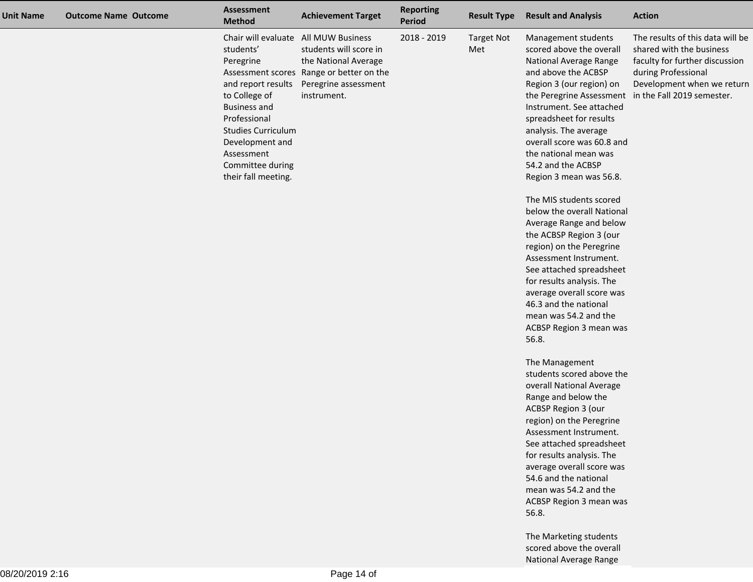| Unit Name | Outcome Name | Outcome | Assessment Method | Achievement Target | Reporting Period | Result Type | Result and Analysis | Action |
|---|---|---|---|---|---|---|---|---|
| | | | Chair will evaluate students' Peregrine Assessment scores and report results to College of Business and Professional Studies Curriculum Development and Assessment Committee during their fall meeting. | All MUW Business students will score in the National Average Range or better on the Peregrine assessment instrument. | 2018 - 2019 | Target Not Met | Management students scored above the overall National Average Range and above the ACBSP Region 3 (our region) on the Peregrine Assessment Instrument. See attached spreadsheet for results analysis. The average overall score was 60.8 and the national mean was 54.2 and the ACBSP Region 3 mean was 56.8.<br><br>The MIS students scored below the overall National Average Range and below the ACBSP Region 3 (our region) on the Peregrine Assessment Instrument. See attached spreadsheet for results analysis. The average overall score was 46.3 and the national mean was 54.2 and the ACBSP Region 3 mean was 56.8.<br><br>The Management students scored above the overall National Average Range and below the ACBSP Region 3 (our region) on the Peregrine Assessment Instrument. See attached spreadsheet for results analysis. The average overall score was 54.6 and the national mean was 54.2 and the ACBSP Region 3 mean was 56.8.<br><br>The Marketing students scored above the overall National Average Range | The results of this data will be shared with the business faculty for further discussion during Professional Development when we return in the Fall 2019 semester. |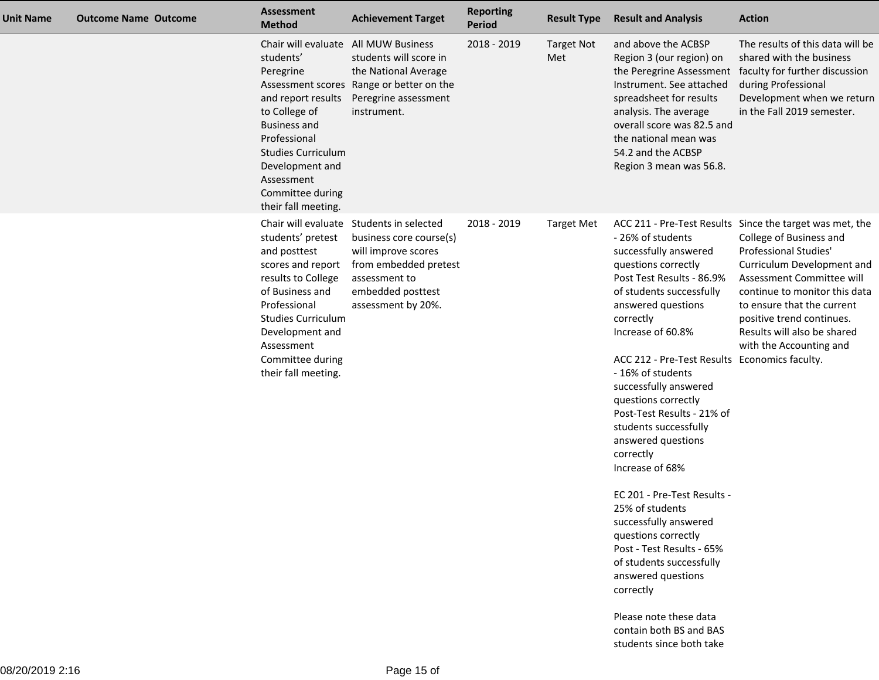| Unit Name | Outcome Name | Outcome | Assessment Method | Achievement Target | Reporting Period | Result Type | Result and Analysis | Action |
|---|---|---|---|---|---|---|---|---|
| | | | Chair will evaluate students' Peregrine Assessment scores and report results to College of Business and Professional Studies Curriculum Development and Assessment Committee during their fall meeting. | All MUW Business students will score in the National Average Range or better on the Peregrine assessment instrument. | 2018 - 2019 | Target Not Met | and above the ACBSP Region 3 (our region) on the Peregrine Assessment Instrument. See attached spreadsheet for results analysis. The average overall score was 82.5 and the national mean was 54.2 and the ACBSP Region 3 mean was 56.8. | The results of this data will be shared with the business faculty for further discussion during Professional Development when we return in the Fall 2019 semester. |
| | | | Chair will evaluate students' pretest and posttest scores and report results to College of Business and Professional Studies Curriculum Development and Assessment Committee during their fall meeting. | Students in selected business core course(s) will improve scores from embedded pretest assessment to embedded posttest assessment by 20%. | 2018 - 2019 | Target Met | ACC 211 - Pre-Test Results - 26% of students successfully answered questions correctly<br>Post Test Results - 86.9% of students successfully answered questions correctly<br>Increase of 60.8%<br><br>ACC 212 - Pre-Test Results - 16% of students successfully answered questions correctly<br>Post-Test Results - 21% of students successfully answered questions correctly<br>Increase of 68%<br><br>EC 201 - Pre-Test Results - 25% of students successfully answered questions correctly<br>Post - Test Results - 65% of students successfully answered questions correctly<br><br>Please note these data contain both BS and BAS students since both take | Since the target was met, the College of Business and Professional Studies' Curriculum Development and Assessment Committee will continue to monitor this data to ensure that the current positive trend continues. Results will also be shared with the Accounting and Economics faculty. |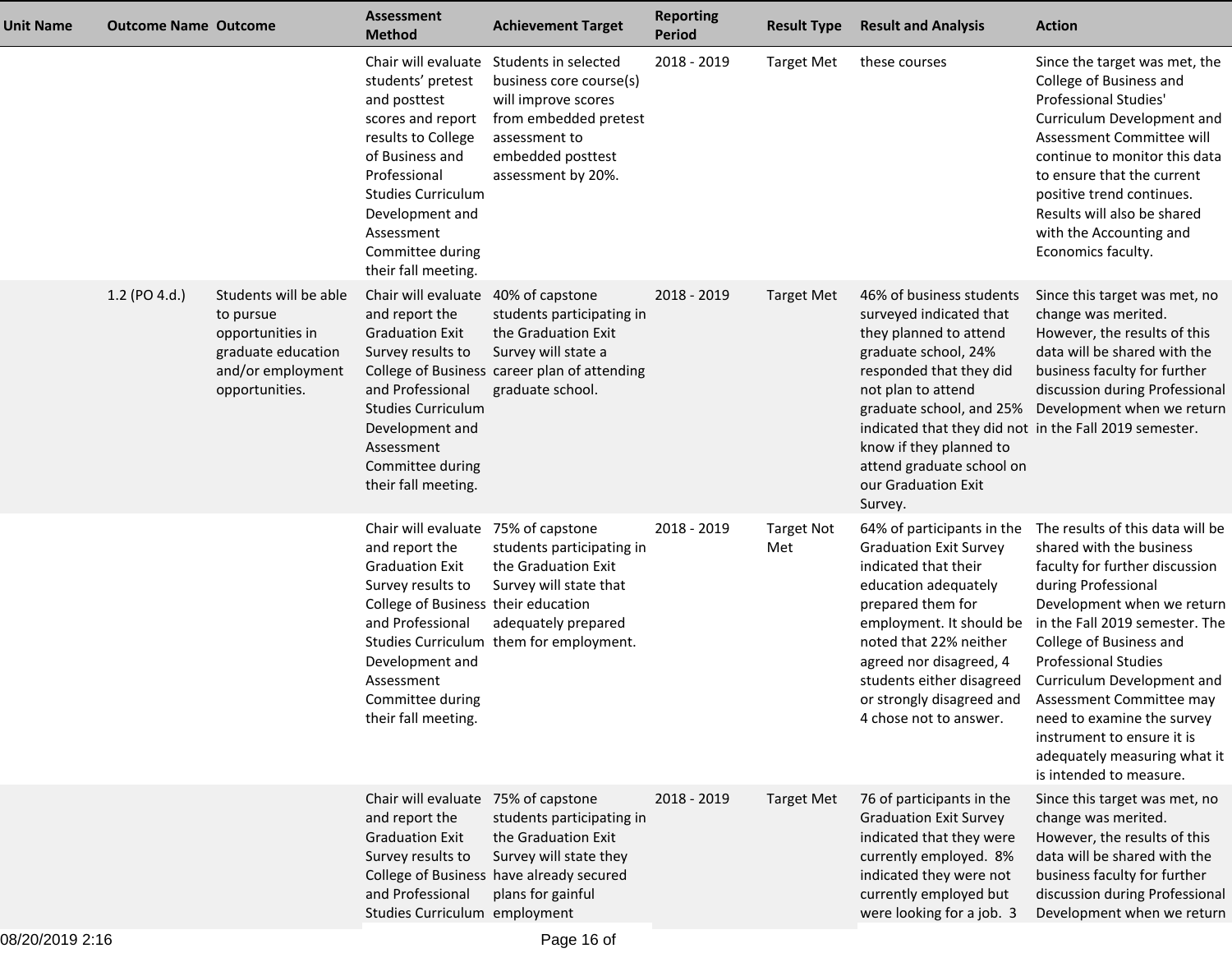| Unit Name | Outcome Name | Outcome | Assessment Method | Achievement Target | Reporting Period | Result Type | Result and Analysis | Action |
|---|---|---|---|---|---|---|---|---|
| | | | Chair will evaluate students' pretest and posttest scores and report results to College of Business and Professional Studies Curriculum Development and Assessment Committee during their fall meeting. | Students in selected business core course(s) will improve scores from embedded pretest assessment to embedded posttest assessment by 20%. | 2018 - 2019 | Target Met | these courses | Since the target was met, the College of Business and Professional Studies' Curriculum Development and Assessment Committee will continue to monitor this data to ensure that the current positive trend continues. Results will also be shared with the Accounting and Economics faculty. |
| | 1.2 (PO 4.d.) | Students will be able to pursue opportunities in graduate education and/or employment opportunities. | Chair will evaluate and report the Graduation Exit Survey results to College of Business and Professional Studies Curriculum Development and Assessment Committee during their fall meeting. | 40% of capstone students participating in the Graduation Exit Survey will state a career plan of attending graduate school. | 2018 - 2019 | Target Met | 46% of business students surveyed indicated that they planned to attend graduate school, 24% responded that they did not plan to attend graduate school, and 25% indicated that they did not know if they planned to attend graduate school on our Graduation Exit Survey. | Since this target was met, no change was merited. However, the results of this data will be shared with the business faculty for further discussion during Professional Development when we return in the Fall 2019 semester. |
| | | | Chair will evaluate and report the Graduation Exit Survey results to College of Business and Professional Studies Curriculum Development and Assessment Committee during their fall meeting. | 75% of capstone students participating in the Graduation Exit Survey will state that their education adequately prepared them for employment. | 2018 - 2019 | Target Not Met | 64% of participants in the Graduation Exit Survey indicated that their education adequately prepared them for employment. It should be noted that 22% neither agreed nor disagreed, 4 students either disagreed or strongly disagreed and 4 chose not to answer. | The results of this data will be shared with the business faculty for further discussion during Professional Development when we return in the Fall 2019 semester. The College of Business and Professional Studies Curriculum Development and Assessment Committee may need to examine the survey instrument to ensure it is adequately measuring what it is intended to measure. |
| | | | Chair will evaluate and report the Graduation Exit Survey results to College of Business and Professional Studies Curriculum | 75% of capstone students participating in the Graduation Exit Survey will state they have already secured plans for gainful employment | 2018 - 2019 | Target Met | 76 of participants in the Graduation Exit Survey indicated that they were currently employed. 8% indicated they were not currently employed but were looking for a job. 3 | Since this target was met, no change was merited. However, the results of this data will be shared with the business faculty for further discussion during Professional Development when we return |

08/20/2019 2:16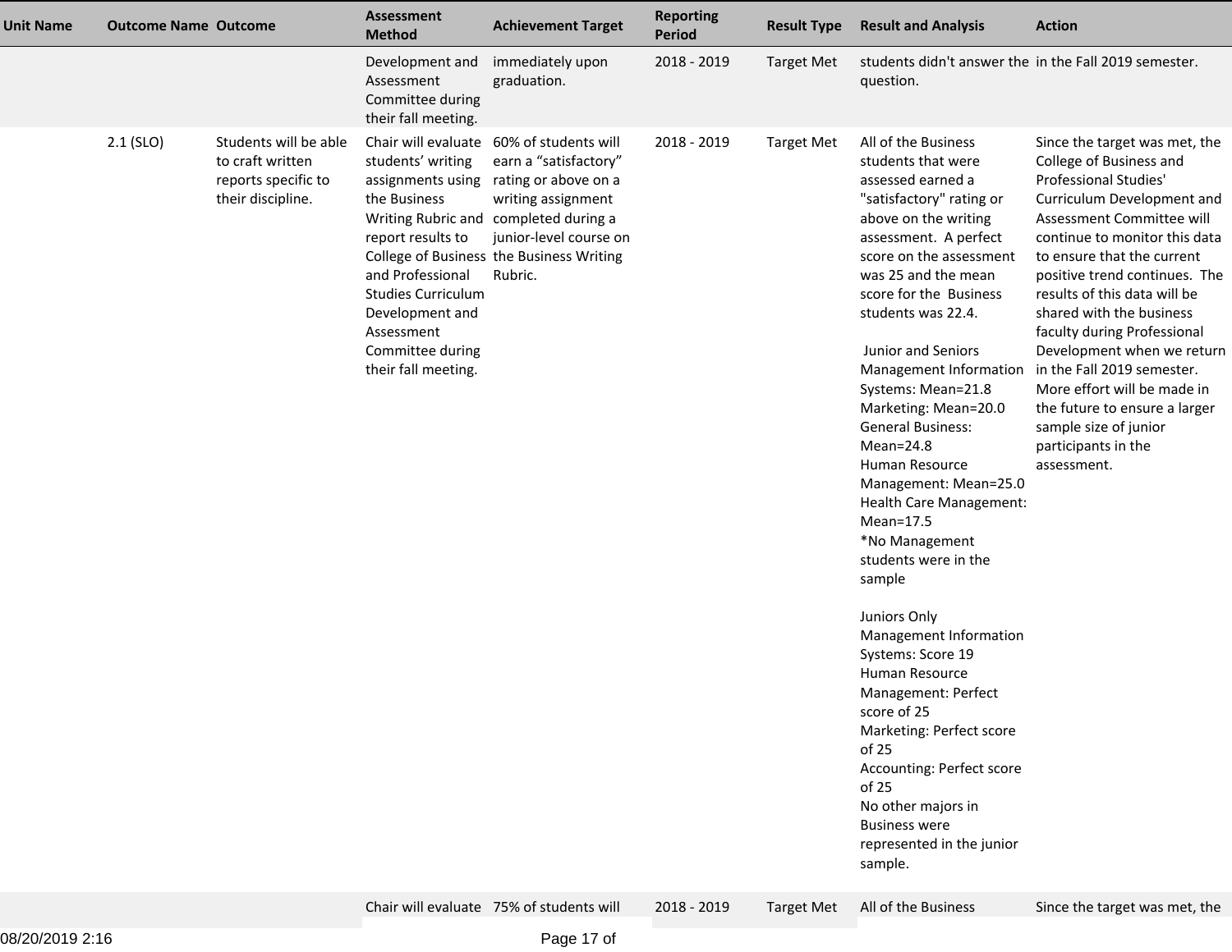| Unit Name | Outcome Name | Outcome | Assessment Method | Achievement Target | Reporting Period | Result Type | Result and Analysis | Action |
|---|---|---|---|---|---|---|---|---|
| | | | Development and Assessment Committee during their fall meeting. | immediately upon graduation. | 2018 - 2019 | Target Met | students didn't answer the question. | in the Fall 2019 semester. |
| | 2.1 (SLO) | Students will be able to craft written reports specific to their discipline. | Chair will evaluate students' writing assignments using the Business Writing Rubric and report results to College of Business and Professional Studies Curriculum Development and Assessment Committee during their fall meeting. | 60% of students will earn a "satisfactory" rating or above on a writing assignment completed during a junior-level course on the Business Writing Rubric. | 2018 - 2019 | Target Met | All of the Business students that were assessed earned a "satisfactory" rating or above on the writing assessment. A perfect score on the assessment was 25 and the mean score for the Business students was 22.4.<br><br>Junior and Seniors<br>Management Information Systems: Mean=21.8<br>Marketing: Mean=20.0<br>General Business: Mean=24.8<br>Human Resource Management: Mean=25.0<br>Health Care Management: Mean=17.5<br>*No Management students were in the sample<br><br>Juniors Only<br>Management Information Systems: Score 19<br>Human Resource Management: Perfect score of 25<br>Marketing: Perfect score of 25<br>Accounting: Perfect score of 25<br>No other majors in Business were represented in the junior sample. | Since the target was met, the College of Business and Professional Studies' Curriculum Development and Assessment Committee will continue to monitor this data to ensure that the current positive trend continues. The results of this data will be shared with the business faculty during Professional Development when we return in the Fall 2019 semester. More effort will be made in the future to ensure a larger sample size of junior participants in the assessment. |
| | | | Chair will evaluate | 75% of students will | 2018 - 2019 | Target Met | All of the Business | Since the target was met, the |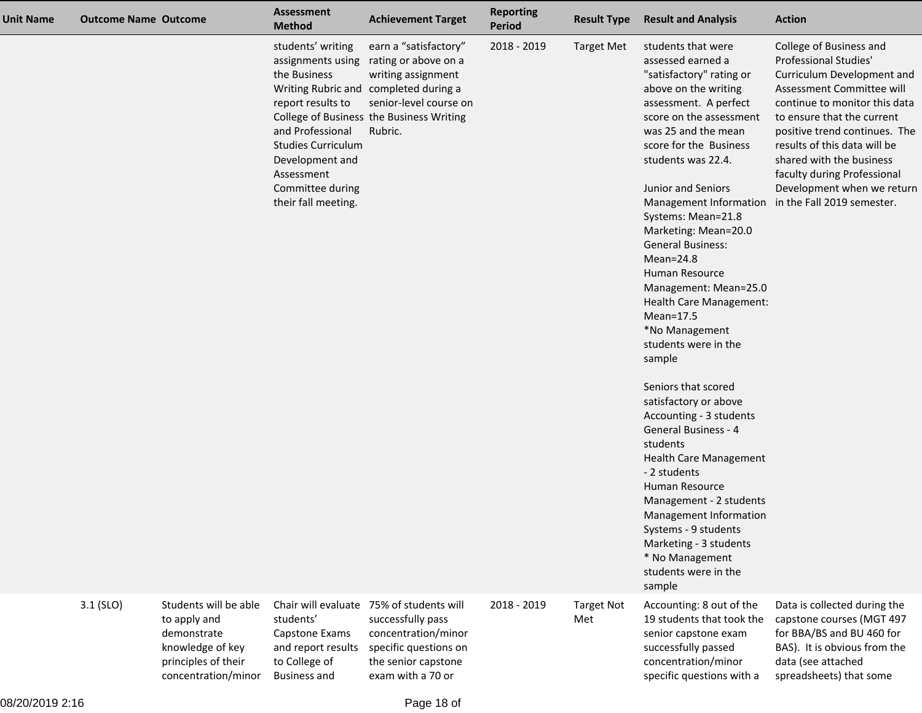| Unit Name | Outcome Name | Outcome | Assessment Method | Achievement Target | Reporting Period | Result Type | Result and Analysis | Action |
|---|---|---|---|---|---|---|---|---|
| | | | students' writing assignments using the Business Writing Rubric and report results to College of Business and Professional Studies Curriculum Development and Assessment Committee during their fall meeting. | earn a "satisfactory" rating or above on a writing assignment completed during a senior-level course on the Business Writing Rubric. | 2018 - 2019 | Target Met | students that were assessed earned a "satisfactory" rating or above on the writing assessment. A perfect score on the assessment was 25 and the mean score for the Business students was 22.4.<br><br>Junior and Seniors<br>Management Information Systems: Mean=21.8<br>Marketing: Mean=20.0<br>General Business: Mean=24.8<br>Human Resource Management: Mean=25.0<br>Health Care Management: Mean=17.5<br>*No Management students were in the sample<br><br>Seniors that scored satisfactory or above<br>Accounting - 3 students<br>General Business - 4 students<br>Health Care Management - 2 students<br>Human Resource Management - 2 students<br>Management Information Systems - 9 students<br>Marketing - 3 students<br>* No Management students were in the sample | College of Business and Professional Studies' Curriculum Development and Assessment Committee will continue to monitor this data to ensure that the current positive trend continues. The results of this data will be shared with the business faculty during Professional Development when we return in the Fall 2019 semester. |
| | 3.1 (SLO) | Students will be able to apply and demonstrate knowledge of key principles of their concentration/minor | Chair will evaluate students' Capstone Exams and report results to College of Business and | 75% of students will successfully pass concentration/minor specific questions on the senior capstone exam with a 70 or | 2018 - 2019 | Target Not Met | Accounting: 8 out of the 19 students that took the senior capstone exam successfully passed concentration/minor specific questions with a | Data is collected during the capstone courses (MGT 497 for BBA/BS and BU 460 for BAS). It is obvious from the data (see attached spreadsheets) that some |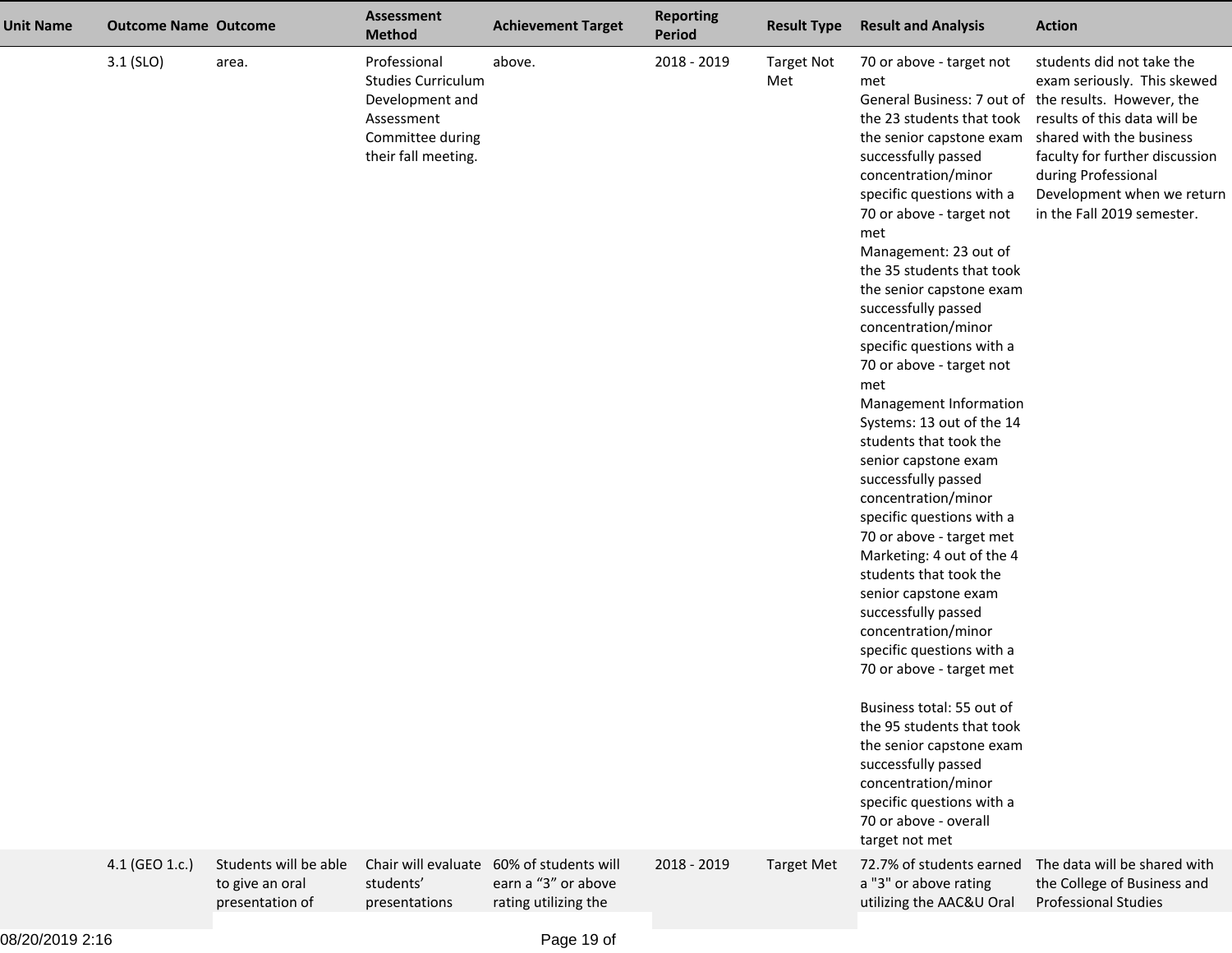| Unit Name | Outcome Name | Outcome | Assessment Method | Achievement Target | Reporting Period | Result Type | Result and Analysis | Action |
|---|---|---|---|---|---|---|---|---|
| | 3.1 (SLO) | area. | Professional Studies Curriculum Development and Assessment Committee during their fall meeting. | above. | 2018 - 2019 | Target Not Met | 70 or above - target not met<br>General Business: 7 out of the 23 students that took the senior capstone exam successfully passed concentration/minor specific questions with a 70 or above - target not met<br>Management: 23 out of the 35 students that took the senior capstone exam successfully passed concentration/minor specific questions with a 70 or above - target not met<br>Management Information Systems: 13 out of the 14 students that took the senior capstone exam successfully passed concentration/minor specific questions with a 70 or above - target met<br>Marketing: 4 out of the 4 students that took the senior capstone exam successfully passed concentration/minor specific questions with a 70 or above - target met<br><br>Business total: 55 out of the 95 students that took the senior capstone exam successfully passed concentration/minor specific questions with a 70 or above - overall target not met | students did not take the exam seriously. This skewed the results. However, the results of this data will be shared with the business faculty for further discussion during Professional Development when we return in the Fall 2019 semester. |
| | 4.1 (GEO 1.c.) | Students will be able to give an oral presentation of | Chair will evaluate students' presentations | 60% of students will earn a "3" or above rating utilizing the | 2018 - 2019 | Target Met | 72.7% of students earned a "3" or above rating utilizing the AAC&U Oral | The data will be shared with the College of Business and Professional Studies |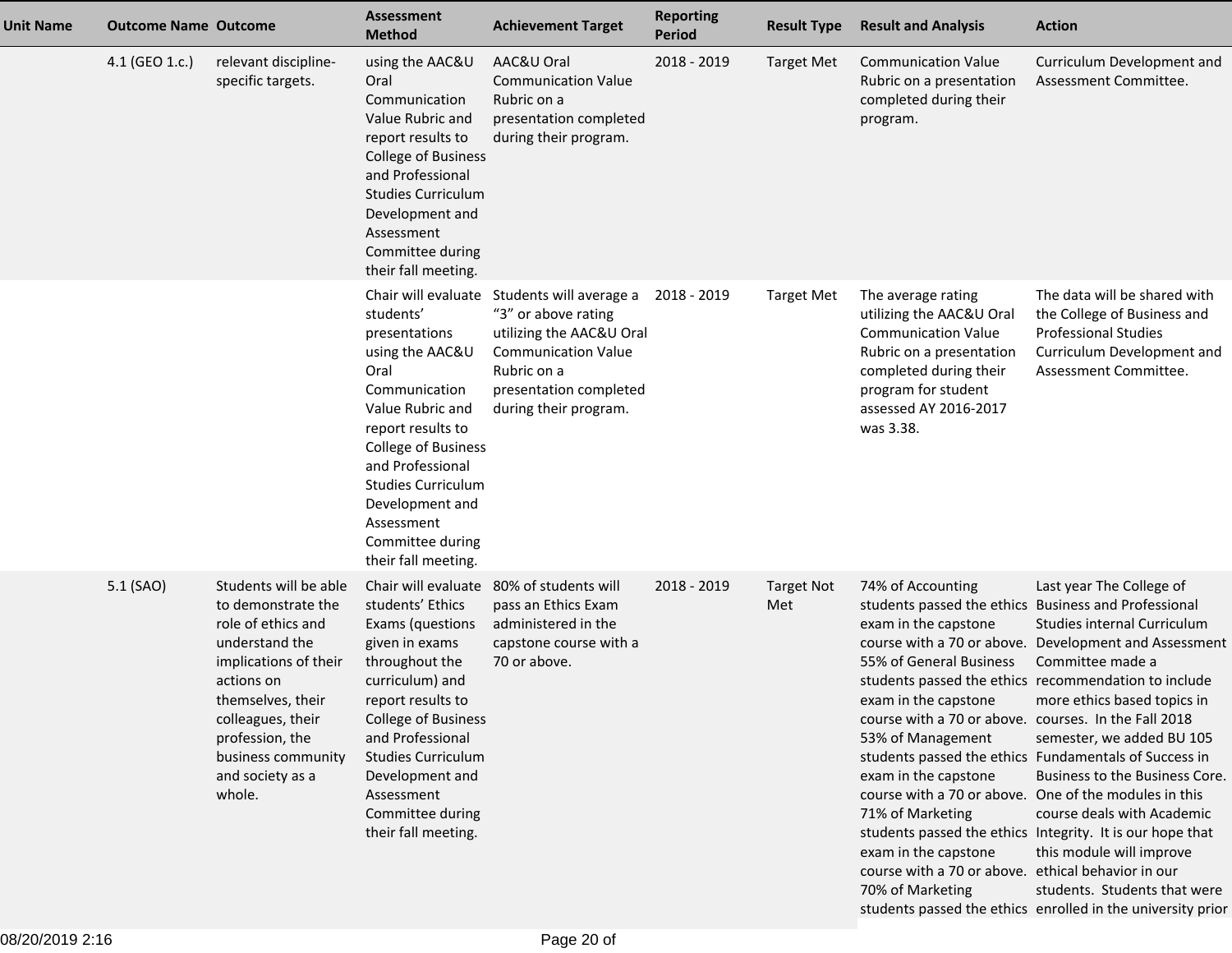| Unit Name | Outcome Name | Outcome | Assessment Method | Achievement Target | Reporting Period | Result Type | Result and Analysis | Action |
|---|---|---|---|---|---|---|---|---|
| | 4.1 (GEO 1.c.) | relevant discipline-specific targets. | using the AAC&U Oral Communication Value Rubric and report results to College of Business and Professional Studies Curriculum Development and Assessment Committee during their fall meeting. | AAC&U Oral Communication Value Rubric on a presentation completed during their program. | 2018 - 2019 | Target Met | Communication Value Rubric on a presentation completed during their program. | Curriculum Development and Assessment Committee. |
| | | | Chair will evaluate students' presentations using the AAC&U Oral Communication Value Rubric and report results to College of Business and Professional Studies Curriculum Development and Assessment Committee during their fall meeting. | Students will average a "3" or above rating utilizing the AAC&U Oral Communication Value Rubric on a presentation completed during their program. | 2018 - 2019 | Target Met | The average rating utilizing the AAC&U Oral Communication Value Rubric on a presentation completed during their program for student assessed AY 2016-2017 was 3.38. | The data will be shared with the College of Business and Professional Studies Curriculum Development and Assessment Committee. |
| | 5.1 (SAO) | Students will be able to demonstrate the role of ethics and understand the implications of their actions on themselves, their colleagues, their profession, the business community and society as a whole. | Chair will evaluate students' Ethics Exams (questions given in exams throughout the curriculum) and report results to College of Business and Professional Studies Curriculum Development and Assessment Committee during their fall meeting. | 80% of students will pass an Ethics Exam administered in the capstone course with a 70 or above. | 2018 - 2019 | Target Not Met | 74% of Accounting students passed the ethics exam in the capstone course with a 70 or above. 55% of General Business students passed the ethics exam in the capstone course with a 70 or above. 53% of Management students passed the ethics exam in the capstone course with a 70 or above. 71% of Marketing students passed the ethics exam in the capstone course with a 70 or above. 70% of Marketing students passed the ethics | Last year The College of Business and Professional Studies internal Curriculum Development and Assessment Committee made a recommendation to include more ethics based topics in courses. In the Fall 2018 semester, we added BU 105 Fundamentals of Success in Business to the Business Core. One of the modules in this course deals with Academic Integrity. It is our hope that this module will improve ethical behavior in our students. Students that were enrolled in the university prior |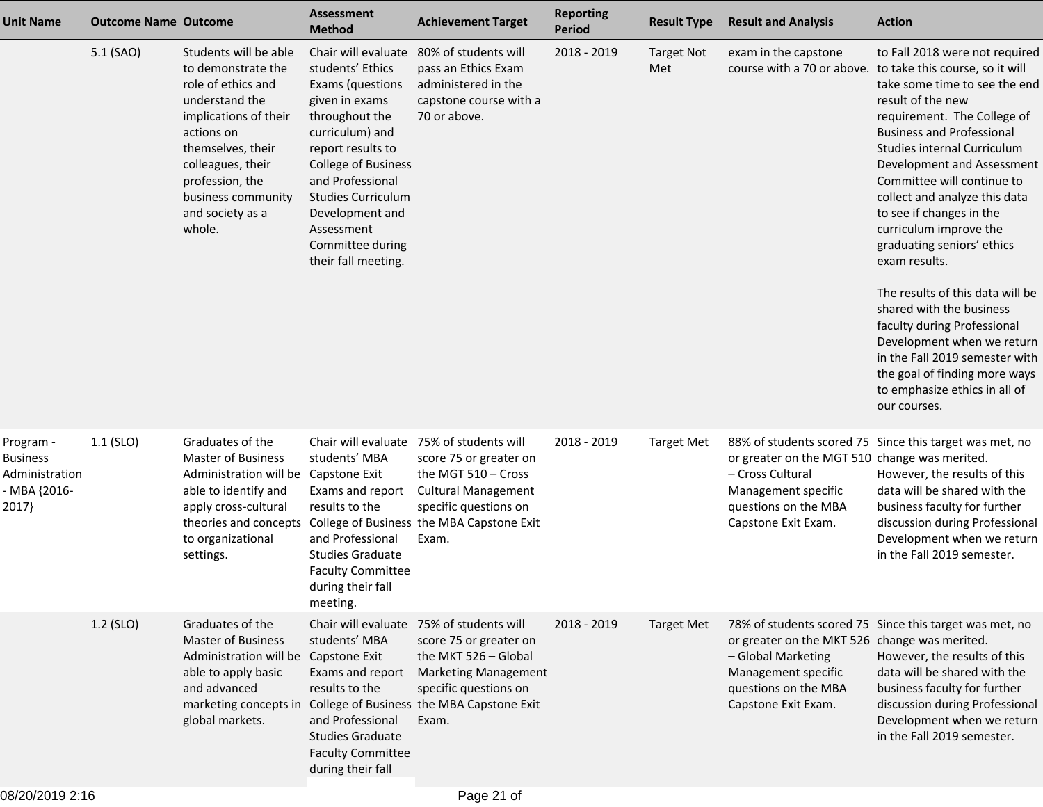| Unit Name | Outcome Name | Outcome | Assessment Method | Achievement Target | Reporting Period | Result Type | Result and Analysis | Action |
|---|---|---|---|---|---|---|---|---|
| | 5.1 (SAO) | Students will be able to demonstrate the role of ethics and understand the implications of their actions on themselves, their colleagues, their profession, the business community and society as a whole. | Chair will evaluate students' Ethics Exams (questions given in exams throughout the curriculum) and report results to College of Business and Professional Studies Curriculum Development and Assessment Committee during their fall meeting. | 80% of students will pass an Ethics Exam administered in the capstone course with a 70 or above. | 2018 - 2019 | Target Not Met | exam in the capstone course with a 70 or above. | to Fall 2018 were not required to take this course, so it will take some time to see the end result of the new requirement. The College of Business and Professional Studies internal Curriculum Development and Assessment Committee will continue to collect and analyze this data to see if changes in the curriculum improve the graduating seniors' ethics exam results.<br><br>The results of this data will be shared with the business faculty during Professional Development when we return in the Fall 2019 semester with the goal of finding more ways to emphasize ethics in all of our courses. |
| Program - Business Administration - MBA {2016-2017} | 1.1 (SLO) | Graduates of the Master of Business Administration will be able to identify and apply cross-cultural theories and concepts to organizational settings. | Chair will evaluate students' MBA Capstone Exit Exams and report results to the College of Business and Professional Studies Graduate Faculty Committee during their fall meeting. | 75% of students will score 75 or greater on the MGT 510 – Cross Cultural Management specific questions on the MBA Capstone Exit Exam. | 2018 - 2019 | Target Met | 88% of students scored 75 or greater on the MGT 510 – Cross Cultural Management specific questions on the MBA Capstone Exit Exam. | Since this target was met, no change was merited. However, the results of this data will be shared with the business faculty for further discussion during Professional Development when we return in the Fall 2019 semester. |
| | 1.2 (SLO) | Graduates of the Master of Business Administration will be able to apply basic and advanced marketing concepts in global markets. | Chair will evaluate students' MBA Capstone Exit Exams and report results to the College of Business and Professional Studies Graduate Faculty Committee during their fall | 75% of students will score 75 or greater on the MKT 526 – Global Marketing Management specific questions on the MBA Capstone Exit Exam. | 2018 - 2019 | Target Met | 78% of students scored 75 or greater on the MKT 526 – Global Marketing Management specific questions on the MBA Capstone Exit Exam. | Since this target was met, no change was merited. However, the results of this data will be shared with the business faculty for further discussion during Professional Development when we return in the Fall 2019 semester. |

08/20/2019 2:16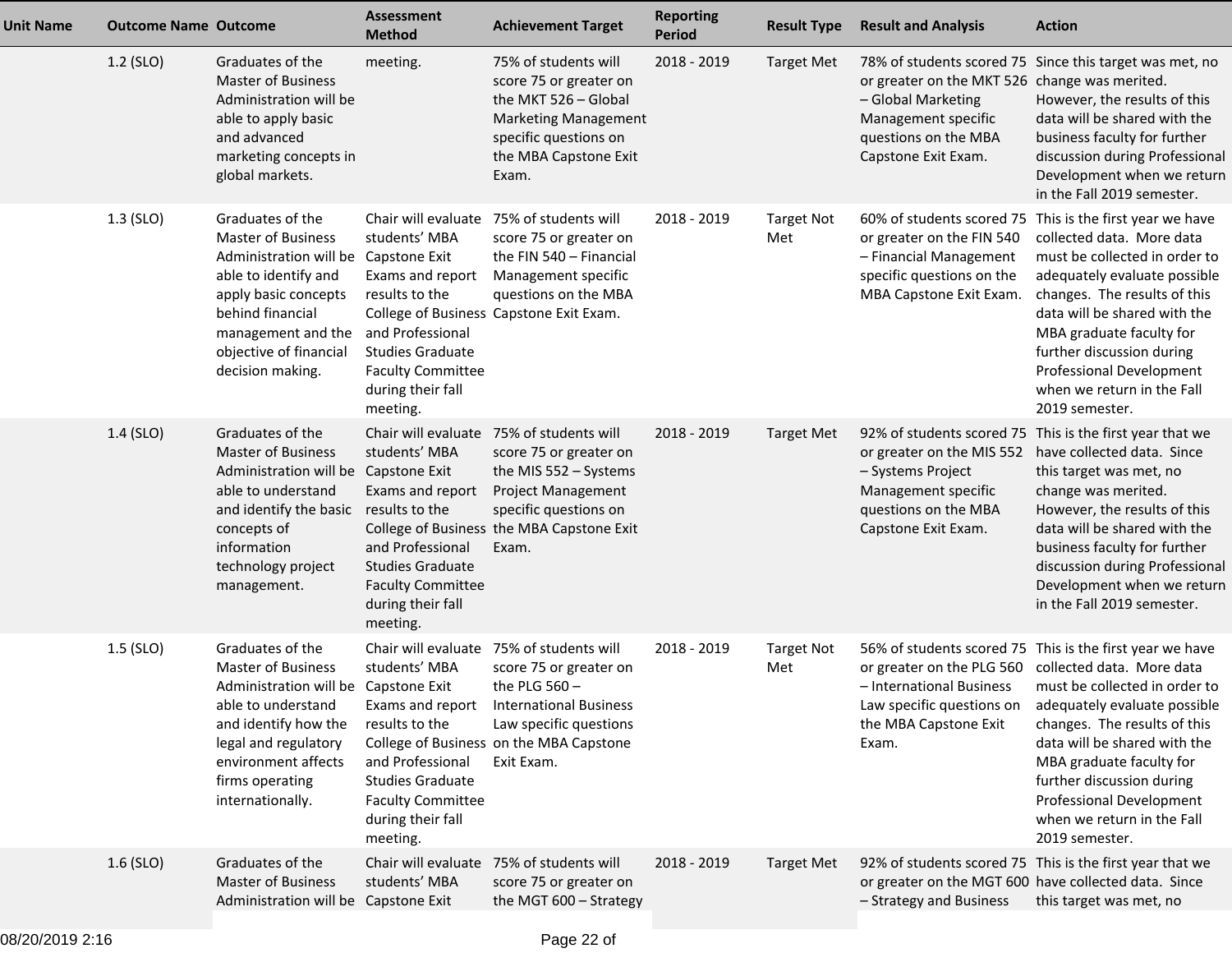| Unit Name | Outcome Name | Outcome | Assessment Method | Achievement Target | Reporting Period | Result Type | Result and Analysis | Action |
|---|---|---|---|---|---|---|---|---|
| | 1.2 (SLO) | Graduates of the Master of Business Administration will be able to apply basic and advanced marketing concepts in global markets. | meeting. | 75% of students will score 75 or greater on the MKT 526 – Global Marketing Management specific questions on the MBA Capstone Exit Exam. | 2018 - 2019 | Target Met | 78% of students scored 75 or greater on the MKT 526 – Global Marketing Management specific questions on the MBA Capstone Exit Exam. | Since this target was met, no change was merited. However, the results of this data will be shared with the business faculty for further discussion during Professional Development when we return in the Fall 2019 semester. |
| | 1.3 (SLO) | Graduates of the Master of Business Administration will be able to identify and apply basic concepts behind financial management and the objective of financial decision making. | Chair will evaluate students' MBA Capstone Exit Exams and report results to the College of Business and Professional Studies Graduate Faculty Committee during their fall meeting. | 75% of students will score 75 or greater on the FIN 540 – Financial Management specific questions on the MBA Capstone Exit Exam. | 2018 - 2019 | Target Not Met | 60% of students scored 75 or greater on the FIN 540 – Financial Management specific questions on the MBA Capstone Exit Exam. | This is the first year we have collected data. More data must be collected in order to adequately evaluate possible changes. The results of this data will be shared with the MBA graduate faculty for further discussion during Professional Development when we return in the Fall 2019 semester. |
| | 1.4 (SLO) | Graduates of the Master of Business Administration will be able to understand and identify the basic concepts of information technology project management. | Chair will evaluate students' MBA Capstone Exit Exams and report results to the College of Business and Professional Studies Graduate Faculty Committee during their fall meeting. | 75% of students will score 75 or greater on the MIS 552 – Systems Project Management specific questions on the MBA Capstone Exit Exam. | 2018 - 2019 | Target Met | 92% of students scored 75 or greater on the MIS 552 – Systems Project Management specific questions on the MBA Capstone Exit Exam. | This is the first year that we have collected data. Since this target was met, no change was merited. However, the results of this data will be shared with the business faculty for further discussion during Professional Development when we return in the Fall 2019 semester. |
| | 1.5 (SLO) | Graduates of the Master of Business Administration will be able to understand and identify how the legal and regulatory environment affects firms operating internationally. | Chair will evaluate students' MBA Capstone Exit Exams and report results to the College of Business and Professional Studies Graduate Faculty Committee during their fall meeting. | 75% of students will score 75 or greater on the PLG 560 – International Business Law specific questions on the MBA Capstone Exit Exam. | 2018 - 2019 | Target Not Met | 56% of students scored 75 or greater on the PLG 560 – International Business Law specific questions on the MBA Capstone Exit Exam. | This is the first year we have collected data. More data must be collected in order to adequately evaluate possible changes. The results of this data will be shared with the MBA graduate faculty for further discussion during Professional Development when we return in the Fall 2019 semester. |
| | 1.6 (SLO) | Graduates of the Master of Business Administration will be | Chair will evaluate students' MBA Capstone Exit | 75% of students will score 75 or greater on the MGT 600 – Strategy | 2018 - 2019 | Target Met | 92% of students scored 75 or greater on the MGT 600 – Strategy and Business | This is the first year that we have collected data. Since this target was met, no |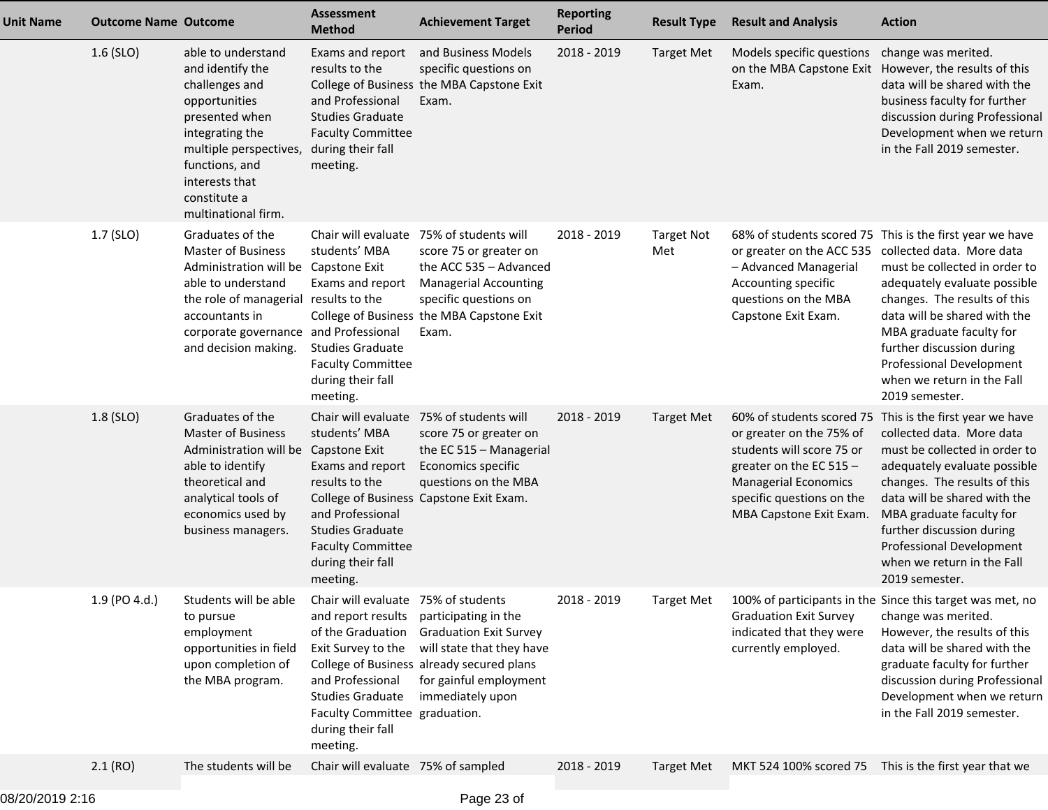| Unit Name | Outcome Name | Outcome | Assessment Method | Achievement Target | Reporting Period | Result Type | Result and Analysis | Action |
|---|---|---|---|---|---|---|---|---|
| | 1.6 (SLO) | able to understand and identify the challenges and opportunities presented when integrating the multiple perspectives, functions, and interests that constitute a multinational firm. | Exams and report results to the College of Business and Professional Studies Graduate Faculty Committee during their fall meeting. | and Business Models specific questions on the MBA Capstone Exit Exam. | 2018 - 2019 | Target Met | Models specific questions on the MBA Capstone Exit Exam. | change was merited. However, the results of this data will be shared with the business faculty for further discussion during Professional Development when we return in the Fall 2019 semester. |
| | 1.7 (SLO) | Graduates of the Master of Business Administration will be able to understand the role of managerial accountants in corporate governance and decision making. | Chair will evaluate students' MBA Capstone Exit Exams and report results to the College of Business and Professional Studies Graduate Faculty Committee during their fall meeting. | 75% of students will score 75 or greater on the ACC 535 – Advanced Managerial Accounting specific questions on the MBA Capstone Exit Exam. | 2018 - 2019 | Target Not Met | 68% of students scored 75 or greater on the ACC 535 – Advanced Managerial Accounting specific questions on the MBA Capstone Exit Exam. | This is the first year we have collected data. More data must be collected in order to adequately evaluate possible changes. The results of this data will be shared with the MBA graduate faculty for further discussion during Professional Development when we return in the Fall 2019 semester. |
| | 1.8 (SLO) | Graduates of the Master of Business Administration will be able to identify theoretical and analytical tools of economics used by business managers. | Chair will evaluate students' MBA Capstone Exit Exams and report results to the College of Business and Professional Studies Graduate Faculty Committee during their fall meeting. | 75% of students will score 75 or greater on the EC 515 – Managerial Economics specific questions on the MBA Capstone Exit Exam. | 2018 - 2019 | Target Met | 60% of students scored 75 or greater on the 75% of students will score 75 or greater on the EC 515 – Managerial Economics specific questions on the MBA Capstone Exit Exam. | This is the first year we have collected data. More data must be collected in order to adequately evaluate possible changes. The results of this data will be shared with the MBA graduate faculty for further discussion during Professional Development when we return in the Fall 2019 semester. |
| | 1.9 (PO 4.d.) | Students will be able to pursue employment opportunities in field upon completion of the MBA program. | Chair will evaluate and report results of the Graduation Exit Survey to the College of Business and Professional Studies Graduate Faculty Committee during their fall meeting. | 75% of students participating in the Graduation Exit Survey will state that they have already secured plans for gainful employment immediately upon graduation. | 2018 - 2019 | Target Met | 100% of participants in the Graduation Exit Survey indicated that they were currently employed. | Since this target was met, no change was merited. However, the results of this data will be shared with the graduate faculty for further discussion during Professional Development when we return in the Fall 2019 semester. |
| | 2.1 (RO) | The students will be | Chair will evaluate | 75% of sampled | 2018 - 2019 | Target Met | MKT 524 100% scored 75 | This is the first year that we |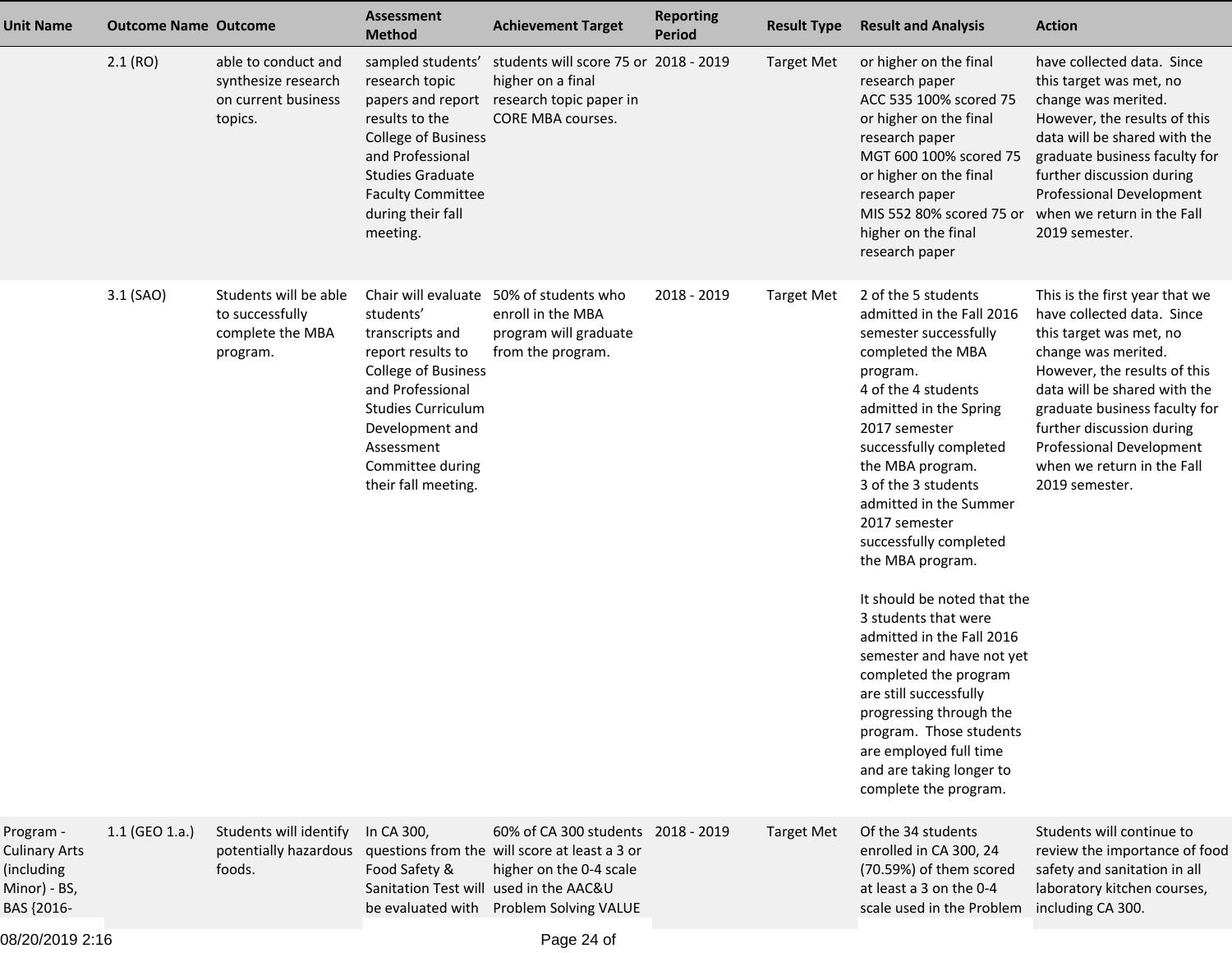| Unit Name | Outcome Name | Outcome | Assessment Method | Achievement Target | Reporting Period | Result Type | Result and Analysis | Action |
|---|---|---|---|---|---|---|---|---|
| | 2.1 (RO) | able to conduct and synthesize research on current business topics. | sampled students' research topic papers and report results to the College of Business and Professional Studies Graduate Faculty Committee during their fall meeting. | students will score 75 or higher on a final research topic paper in CORE MBA courses. | 2018 - 2019 | Target Met | or higher on the final research paper<br>ACC 535 100% scored 75 or higher on the final research paper<br>MGT 600 100% scored 75 or higher on the final research paper<br>MIS 552 80% scored 75 or higher on the final research paper | have collected data. Since this target was met, no change was merited. However, the results of this data will be shared with the graduate business faculty for further discussion during Professional Development when we return in the Fall 2019 semester. |
| | 3.1 (SAO) | Students will be able to successfully complete the MBA program. | Chair will evaluate students' transcripts and report results to College of Business and Professional Studies Curriculum Development and Assessment Committee during their fall meeting. | 50% of students who enroll in the MBA program will graduate from the program. | 2018 - 2019 | Target Met | 2 of the 5 students admitted in the Fall 2016 semester successfully completed the MBA program.<br>4 of the 4 students admitted in the Spring 2017 semester successfully completed the MBA program.<br>3 of the 3 students admitted in the Summer 2017 semester successfully completed the MBA program.<br><br>It should be noted that the 3 students that were admitted in the Fall 2016 semester and have not yet completed the program are still successfully progressing through the program. Those students are employed full time and are taking longer to complete the program. | This is the first year that we have collected data. Since this target was met, no change was merited. However, the results of this data will be shared with the graduate business faculty for further discussion during Professional Development when we return in the Fall 2019 semester. |
| Program - Culinary Arts (including Minor) - BS, BAS {2016- | 1.1 (GEO 1.a.) | Students will identify potentially hazardous foods. | In CA 300, questions from the Food Safety & Sanitation Test will be evaluated with | 60% of CA 300 students will score at least a 3 or higher on the 0-4 scale used in the AAC&U Problem Solving VALUE | 2018 - 2019 | Target Met | Of the 34 students enrolled in CA 300, 24 (70.59%) of them scored at least a 3 on the 0-4 scale used in the Problem | Students will continue to review the importance of food safety and sanitation in all laboratory kitchen courses, including CA 300. |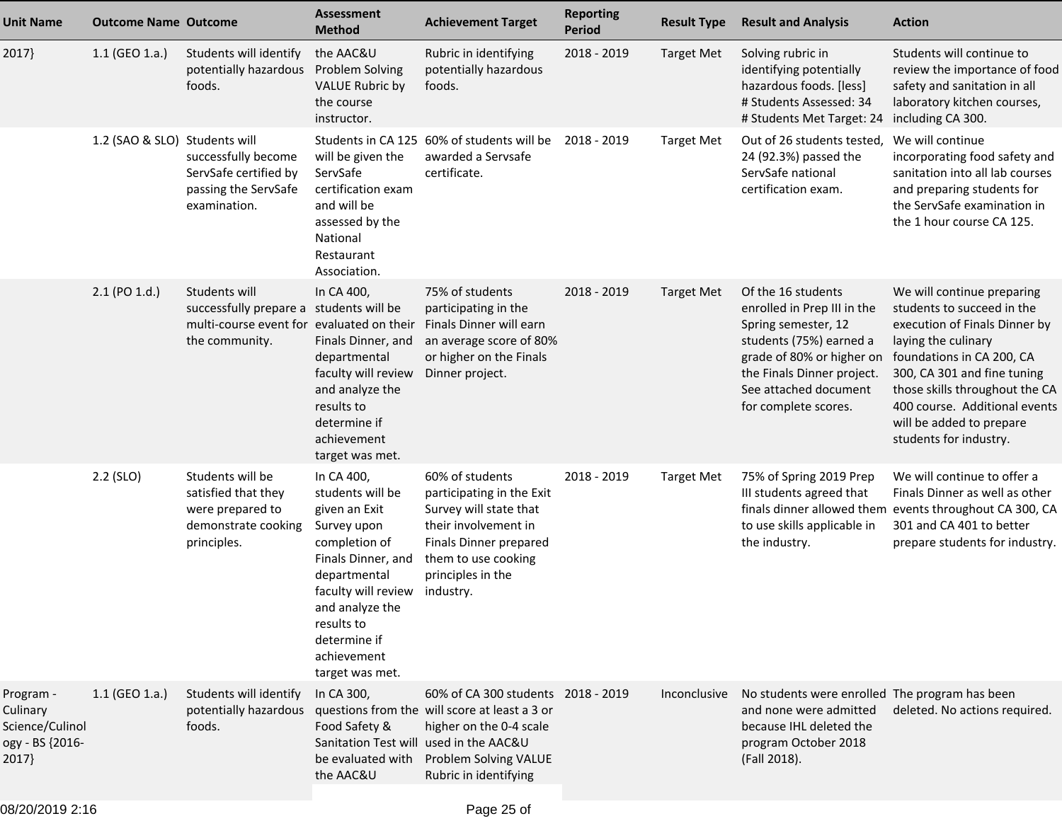| Unit Name | Outcome Name | Outcome | Assessment Method | Achievement Target | Reporting Period | Result Type | Result and Analysis | Action |
|---|---|---|---|---|---|---|---|---|
| 2017} | 1.1 (GEO 1.a.) | Students will identify potentially hazardous foods. | the AAC&U Problem Solving VALUE Rubric by the course instructor. | Rubric in identifying potentially hazardous foods. | 2018 - 2019 | Target Met | Solving rubric in identifying potentially hazardous foods. [less] # Students Assessed: 34 # Students Met Target: 24 | Students will continue to review the importance of food safety and sanitation in all laboratory kitchen courses, including CA 300. |
| | 1.2 (SAO & SLO) | Students will successfully become ServSafe certified by passing the ServSafe examination. | Students in CA 125 will be given the ServSafe certification exam and will be assessed by the National Restaurant Association. | 60% of students will be awarded a Servsafe certificate. | 2018 - 2019 | Target Met | Out of 26 students tested, 24 (92.3%) passed the ServSafe national certification exam. | We will continue incorporating food safety and sanitation into all lab courses and preparing students for the ServSafe examination in the 1 hour course CA 125. |
| | 2.1 (PO 1.d.) | Students will successfully prepare a multi-course event for the community. | In CA 400, students will be evaluated on their Finals Dinner, and departmental faculty will review and analyze the results to determine if achievement target was met. | 75% of students participating in the Finals Dinner will earn an average score of 80% or higher on the Finals Dinner project. | 2018 - 2019 | Target Met | Of the 16 students enrolled in Prep III in the Spring semester, 12 students (75%) earned a grade of 80% or higher on the Finals Dinner project. See attached document for complete scores. | We will continue preparing students to succeed in the execution of Finals Dinner by laying the culinary foundations in CA 200, CA 300, CA 301 and fine tuning those skills throughout the CA 400 course. Additional events will be added to prepare students for industry. |
| | 2.2 (SLO) | Students will be satisfied that they were prepared to demonstrate cooking principles. | In CA 400, students will be given an Exit Survey upon completion of Finals Dinner, and departmental faculty will review and analyze the results to determine if achievement target was met. | 60% of students participating in the Exit Survey will state that their involvement in Finals Dinner prepared them to use cooking principles in the industry. | 2018 - 2019 | Target Met | 75% of Spring 2019 Prep III students agreed that finals dinner allowed them to use skills applicable in the industry. | We will continue to offer a Finals Dinner as well as other events throughout CA 300, CA 301 and CA 401 to better prepare students for industry. |
| Program - Culinary Science/Culinology - BS {2016-2017} | 1.1 (GEO 1.a.) | Students will identify potentially hazardous foods. | In CA 300, questions from the Food Safety & Sanitation Test will be evaluated with the AAC&U | 60% of CA 300 students will score at least a 3 or higher on the 0-4 scale used in the AAC&U Problem Solving VALUE Rubric in identifying | 2018 - 2019 | Inconclusive | No students were enrolled and none were admitted because IHL deleted the program October 2018 (Fall 2018). | The program has been deleted. No actions required. |

08/20/2019 2:16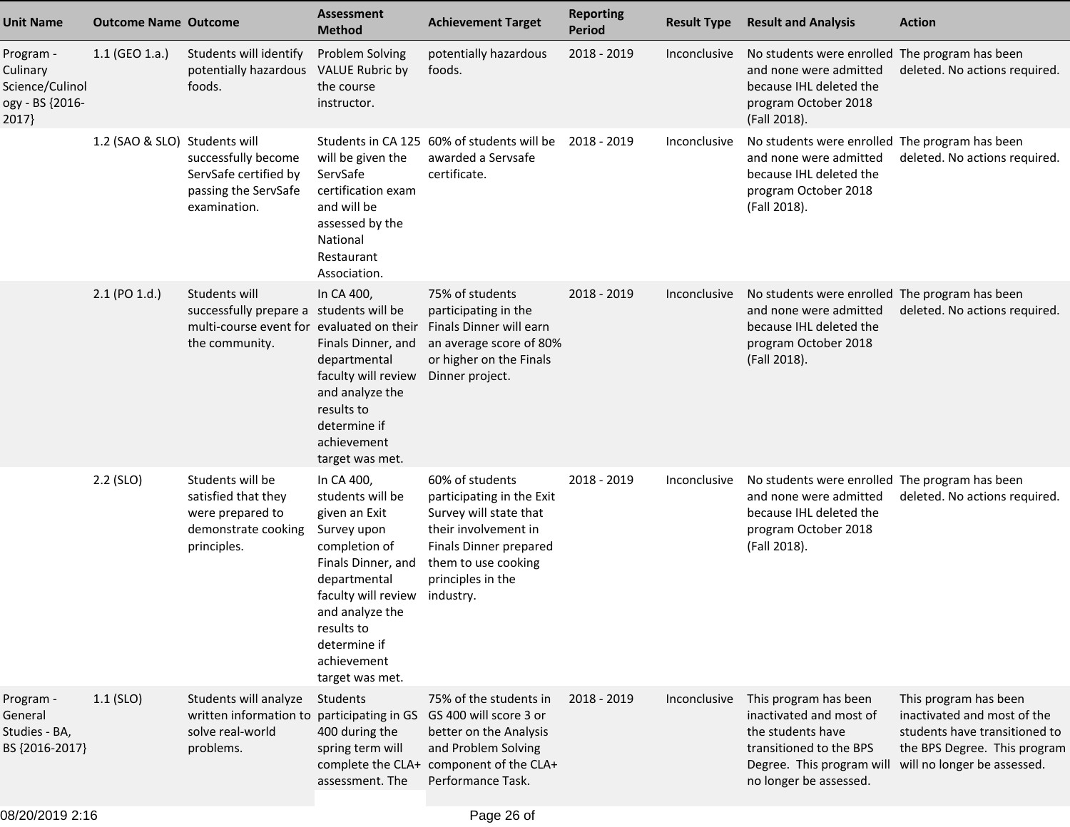| Unit Name | Outcome Name | Outcome | Assessment Method | Achievement Target | Reporting Period | Result Type | Result and Analysis | Action |
|---|---|---|---|---|---|---|---|---|
| Program - Culinary Science/Culinology - BS {2016-2017} | 1.1 (GEO 1.a.) | Students will identify potentially hazardous foods. | Problem Solving VALUE Rubric by the course instructor. | potentially hazardous foods. | 2018 - 2019 | Inconclusive | No students were enrolled and none were admitted because IHL deleted the program October 2018 (Fall 2018). | The program has been deleted. No actions required. |
| | 1.2 (SAO & SLO) | Students will successfully become ServSafe certified by passing the ServSafe examination. | Students in CA 125 will be given the ServSafe certification exam and will be assessed by the National Restaurant Association. | 60% of students will be awarded a Servsafe certificate. | 2018 - 2019 | Inconclusive | No students were enrolled and none were admitted because IHL deleted the program October 2018 (Fall 2018). | The program has been deleted. No actions required. |
| | 2.1 (PO 1.d.) | Students will successfully prepare a multi-course event for the community. | In CA 400, students will be evaluated on their Finals Dinner, and departmental faculty will review and analyze the results to determine if achievement target was met. | 75% of students participating in the Finals Dinner will earn an average score of 80% or higher on the Finals Dinner project. | 2018 - 2019 | Inconclusive | No students were enrolled and none were admitted because IHL deleted the program October 2018 (Fall 2018). | The program has been deleted. No actions required. |
| | 2.2 (SLO) | Students will be satisfied that they were prepared to demonstrate cooking principles. | In CA 400, students will be given an Exit Survey upon completion of Finals Dinner, and departmental faculty will review and analyze the results to determine if achievement target was met. | 60% of students participating in the Exit Survey will state that their involvement in Finals Dinner prepared them to use cooking principles in the industry. | 2018 - 2019 | Inconclusive | No students were enrolled and none were admitted because IHL deleted the program October 2018 (Fall 2018). | The program has been deleted. No actions required. |
| Program - General Studies - BA, BS {2016-2017} | 1.1 (SLO) | Students will analyze written information to solve real-world problems. | Students participating in GS 400 during the spring term will complete the CLA+ assessment. The | 75% of the students in GS 400 will score 3 or better on the Analysis and Problem Solving component of the CLA+ Performance Task. | 2018 - 2019 | Inconclusive | This program has been inactivated and most of the students have transitioned to the BPS Degree. This program will no longer be assessed. | This program has been inactivated and most of the students have transitioned to the BPS Degree. This program will no longer be assessed. |

08/20/2019 2:16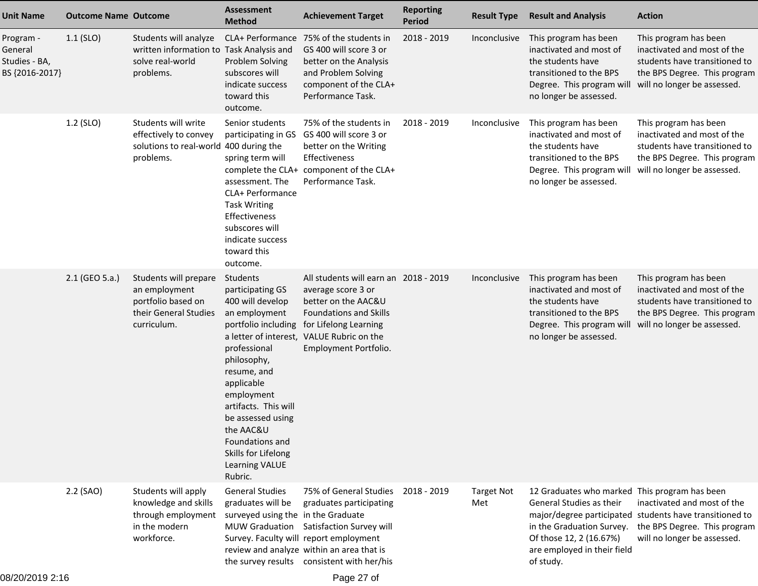| Unit Name | Outcome Name | Outcome | Assessment Method | Achievement Target | Reporting Period | Result Type | Result and Analysis | Action |
|---|---|---|---|---|---|---|---|---|
| Program - General Studies - BA, BS {2016-2017} | 1.1 (SLO) | Students will analyze written information to solve real-world problems. | CLA+ Performance Task Analysis and Problem Solving subscores will indicate success toward this outcome. | 75% of the students in GS 400 will score 3 or better on the Analysis and Problem Solving component of the CLA+ Performance Task. | 2018 - 2019 | Inconclusive | This program has been inactivated and most of the students have transitioned to the BPS Degree. This program will no longer be assessed. | This program has been inactivated and most of the students have transitioned to the BPS Degree. This program will no longer be assessed. |
| | 1.2 (SLO) | Students will write effectively to convey solutions to real-world problems. | Senior students participating in GS 400 during the spring term will complete the CLA+ assessment. The CLA+ Performance Task Writing Effectiveness subscores will indicate success toward this outcome. | 75% of the students in GS 400 will score 3 or better on the Writing Effectiveness component of the CLA+ Performance Task. | 2018 - 2019 | Inconclusive | This program has been inactivated and most of the students have transitioned to the BPS Degree. This program will no longer be assessed. | This program has been inactivated and most of the students have transitioned to the BPS Degree. This program will no longer be assessed. |
| | 2.1 (GEO 5.a.) | Students will prepare an employment portfolio based on their General Studies curriculum. | Students participating GS 400 will develop an employment portfolio including a letter of interest, professional philosophy, resume, and applicable employment artifacts. This will be assessed using the AAC&U Foundations and Skills for Lifelong Learning VALUE Rubric. | All students will earn an average score 3 or better on the AAC&U Foundations and Skills for Lifelong Learning VALUE Rubric on the Employment Portfolio. | 2018 - 2019 | Inconclusive | This program has been inactivated and most of the students have transitioned to the BPS Degree. This program will no longer be assessed. | This program has been inactivated and most of the students have transitioned to the BPS Degree. This program will no longer be assessed. |
| | 2.2 (SAO) | Students will apply knowledge and skills through employment in the modern workforce. | General Studies graduates will be surveyed using the MUW Graduation Survey. Faculty will review and analyze the survey results | 75% of General Studies graduates participating in the Graduate Satisfaction Survey will report employment within an area that is consistent with her/his | 2018 - 2019 | Target Not Met | 12 Graduates who marked General Studies as their major/degree participated in the Graduation Survey. Of those 12, 2 (16.67%) are employed in their field of study. | This program has been inactivated and most of the students have transitioned to the BPS Degree. This program will no longer be assessed. |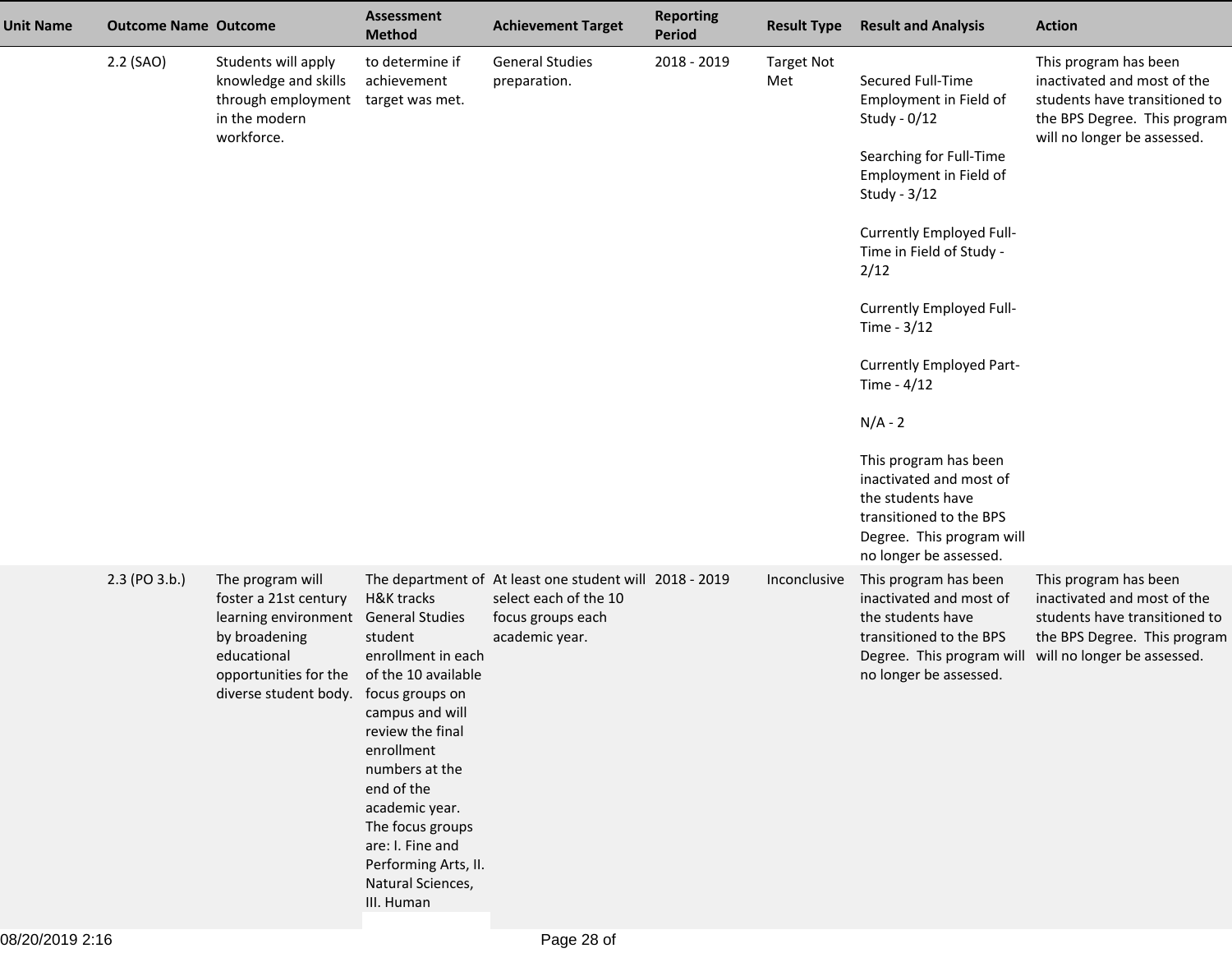| Unit Name | Outcome Name | Outcome | Assessment Method | Achievement Target | Reporting Period | Result Type | Result and Analysis | Action |
|---|---|---|---|---|---|---|---|---|
| | 2.2 (SAO) | Students will apply knowledge and skills through employment in the modern workforce. | to determine if achievement target was met. | General Studies preparation. | 2018 - 2019 | Target Not Met | Secured Full-Time Employment in Field of Study - 0/12<br><br>Searching for Full-Time Employment in Field of Study - 3/12<br><br>Currently Employed Full-Time in Field of Study - 2/12<br><br>Currently Employed Full-Time - 3/12<br><br>Currently Employed Part-Time - 4/12<br><br>N/A - 2<br><br>This program has been inactivated and most of the students have transitioned to the BPS Degree. This program will no longer be assessed. | This program has been inactivated and most of the students have transitioned to the BPS Degree. This program will no longer be assessed. |
| | 2.3 (PO 3.b.) | The program will foster a 21st century learning environment by broadening educational opportunities for the diverse student body. | The department of H&K tracks General Studies student enrollment in each of the 10 available focus groups on campus and will review the final enrollment numbers at the end of the academic year. The focus groups are: I. Fine and Performing Arts, II. Natural Sciences, III. Human | At least one student will select each of the 10 focus groups each academic year. | 2018 - 2019 | Inconclusive | This program has been inactivated and most of the students have transitioned to the BPS Degree. This program will no longer be assessed. | This program has been inactivated and most of the students have transitioned to the BPS Degree. This program will no longer be assessed. |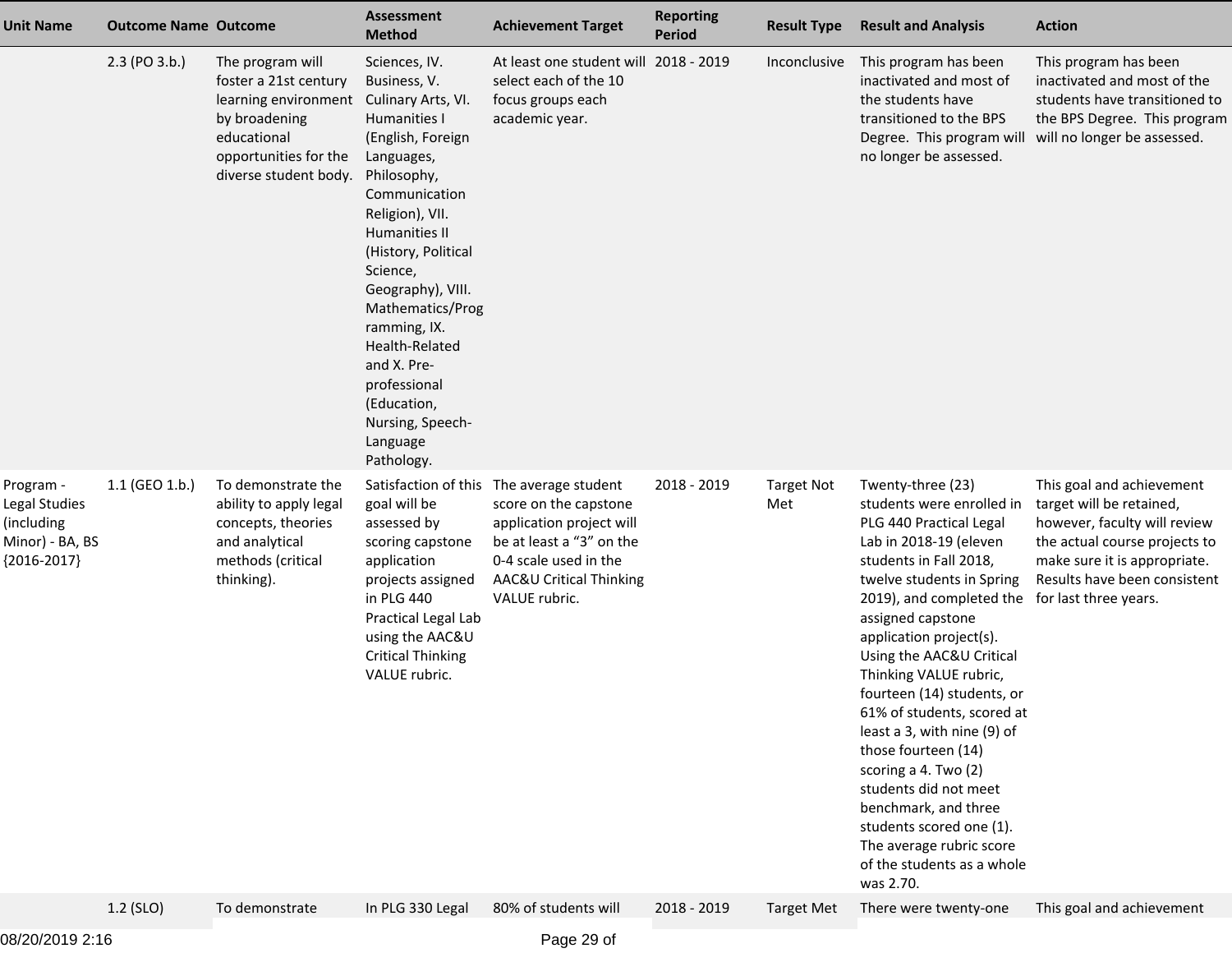| Unit Name | Outcome Name | Outcome | Assessment Method | Achievement Target | Reporting Period | Result Type | Result and Analysis | Action |
|---|---|---|---|---|---|---|---|---|
| | 2.3 (PO 3.b.) | The program will foster a 21st century learning environment by broadening educational opportunities for the diverse student body. | Sciences, IV. Business, V. Culinary Arts, VI. Humanities I (English, Foreign Languages, Philosophy, Communication Religion), VII. Humanities II (History, Political Science, Geography), VIII. Mathematics/Programming, IX. Health-Related and X. Pre-professional (Education, Nursing, Speech-Language Pathology. | At least one student will select each of the 10 focus groups each academic year. | 2018 - 2019 | Inconclusive | This program has been inactivated and most of the students have transitioned to the BPS Degree. This program will no longer be assessed. | This program has been inactivated and most of the students have transitioned to the BPS Degree. This program will no longer be assessed. |
| Program - Legal Studies (including Minor) - BA, BS {2016-2017} | 1.1 (GEO 1.b.) | To demonstrate the ability to apply legal concepts, theories and analytical methods (critical thinking). | Satisfaction of this goal will be assessed by scoring capstone application projects assigned in PLG 440 Practical Legal Lab using the AAC&U Critical Thinking VALUE rubric. | The average student score on the capstone application project will be at least a "3" on the 0-4 scale used in the AAC&U Critical Thinking VALUE rubric. | 2018 - 2019 | Target Not Met | Twenty-three (23) students were enrolled in PLG 440 Practical Legal Lab in 2018-19 (eleven students in Fall 2018, twelve students in Spring 2019), and completed the assigned capstone application project(s). Using the AAC&U Critical Thinking VALUE rubric, fourteen (14) students, or 61% of students, scored at least a 3, with nine (9) of those fourteen (14) scoring a 4. Two (2) students did not meet benchmark, and three students scored one (1). The average rubric score of the students as a whole was 2.70. | This goal and achievement target will be retained, however, faculty will review the actual course projects to make sure it is appropriate. Results have been consistent for last three years. |
| | 1.2 (SLO) | To demonstrate | In PLG 330 Legal | 80% of students will | 2018 - 2019 | Target Met | There were twenty-one | This goal and achievement |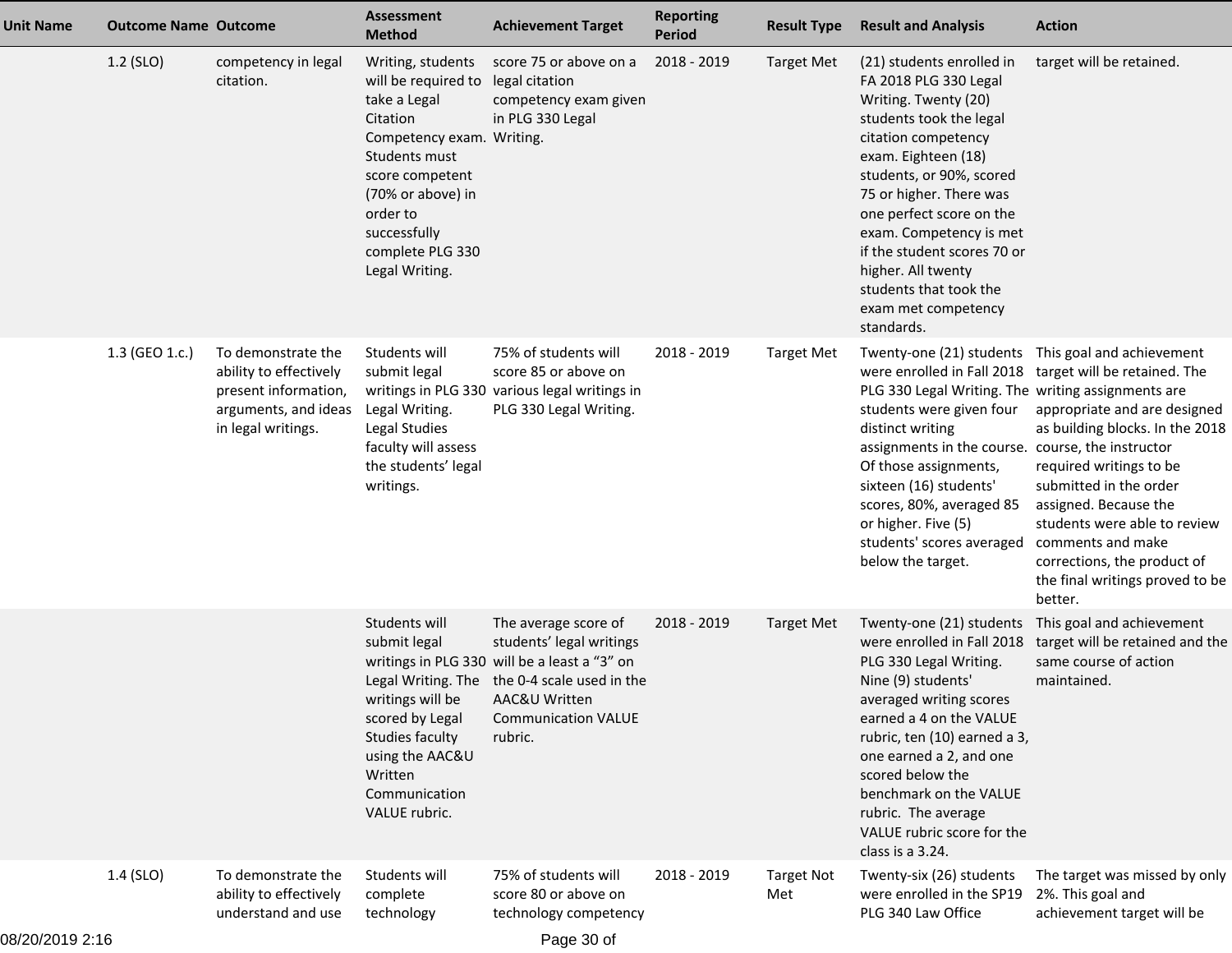| Unit Name | Outcome Name | Outcome | Assessment Method | Achievement Target | Reporting Period | Result Type | Result and Analysis | Action |
|---|---|---|---|---|---|---|---|---|
| | 1.2 (SLO) | competency in legal citation. | Writing, students will be required to take a Legal Citation Competency exam. Students must score competent (70% or above) in order to successfully complete PLG 330 Legal Writing. | score 75 or above on a legal citation competency exam given in PLG 330 Legal Writing. | 2018 - 2019 | Target Met | (21) students enrolled in FA 2018 PLG 330 Legal Writing. Twenty (20) students took the legal citation competency exam. Eighteen (18) students, or 90%, scored 75 or higher. There was one perfect score on the exam. Competency is met if the student scores 70 or higher. All twenty students that took the exam met competency standards. | target will be retained. |
| | 1.3 (GEO 1.c.) | To demonstrate the ability to effectively present information, arguments, and ideas in legal writings. | Students will submit legal writings in PLG 330 Legal Writing. Legal Studies faculty will assess the students' legal writings. | 75% of students will score 85 or above on various legal writings in PLG 330 Legal Writing. | 2018 - 2019 | Target Met | Twenty-one (21) students were enrolled in Fall 2018 PLG 330 Legal Writing. The students were given four distinct writing assignments in the course. Of those assignments, sixteen (16) students' scores, 80%, averaged 85 or higher. Five (5) students' scores averaged below the target. | This goal and achievement target will be retained. The writing assignments are appropriate and are designed as building blocks. In the 2018 course, the instructor required writings to be submitted in the order assigned. Because the students were able to review comments and make corrections, the product of the final writings proved to be better. |
| | | | Students will submit legal writings in PLG 330 Legal Writing. The writings will be scored by Legal Studies faculty using the AAC&U Written Communication VALUE rubric. | The average score of students' legal writings will be a least a "3" on the 0-4 scale used in the AAC&U Written Communication VALUE rubric. | 2018 - 2019 | Target Met | Twenty-one (21) students were enrolled in Fall 2018 PLG 330 Legal Writing. Nine (9) students' averaged writing scores earned a 4 on the VALUE rubric, ten (10) earned a 3, one earned a 2, and one scored below the benchmark on the VALUE rubric. The average VALUE rubric score for the class is a 3.24. | This goal and achievement target will be retained and the same course of action maintained. |
| | 1.4 (SLO) | To demonstrate the ability to effectively understand and use | Students will complete technology | 75% of students will score 80 or above on technology competency | 2018 - 2019 | Target Not Met | Twenty-six (26) students were enrolled in the SP19 PLG 340 Law Office | The target was missed by only 2%. This goal and achievement target will be |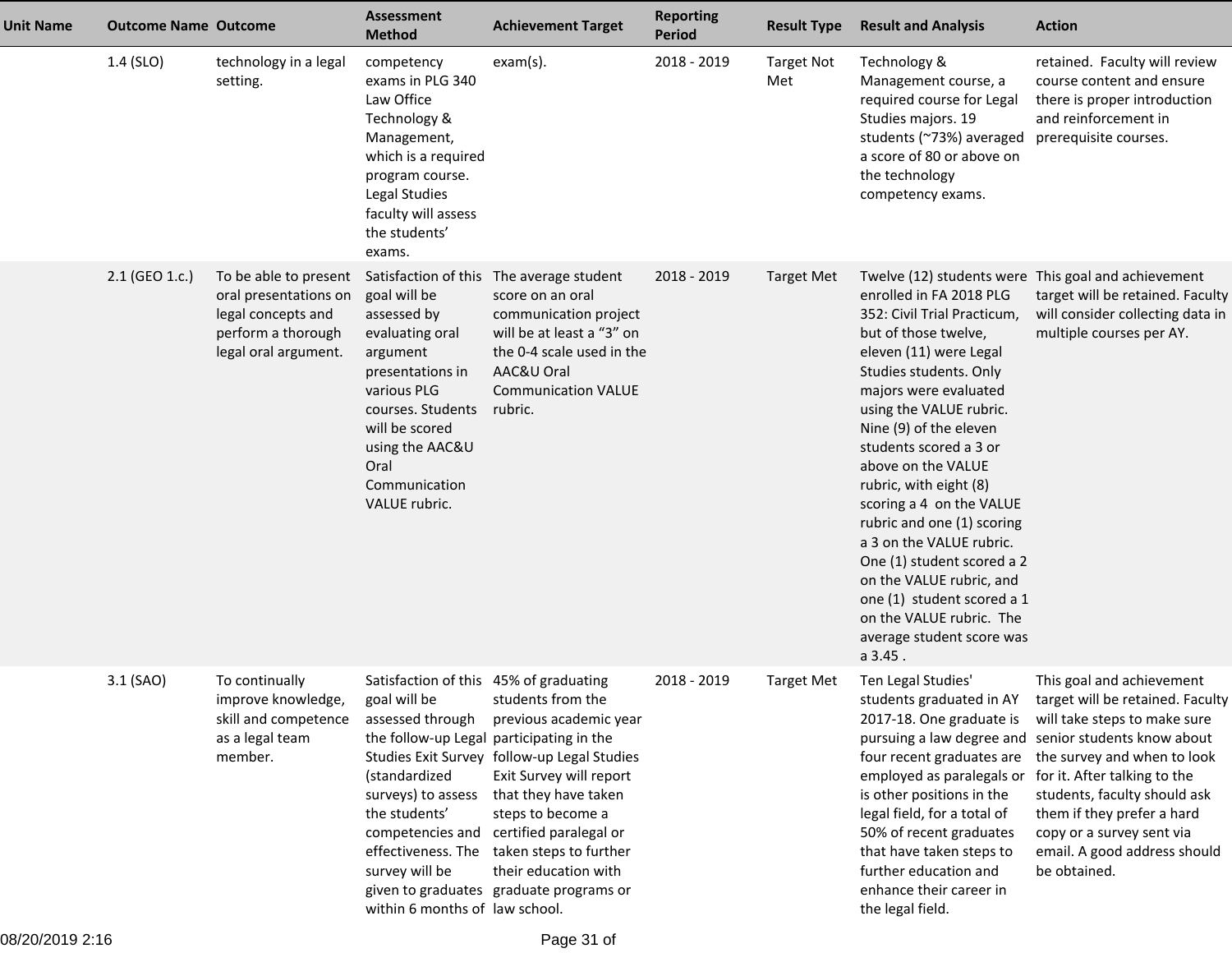| Unit Name | Outcome Name | Outcome | Assessment Method | Achievement Target | Reporting Period | Result Type | Result and Analysis | Action |
|---|---|---|---|---|---|---|---|---|
| | 1.4 (SLO) | technology in a legal setting. | competency exams in PLG 340 Law Office Technology & Management, which is a required program course. Legal Studies faculty will assess the students' exams. | exam(s). | 2018 - 2019 | Target Not Met | Technology & Management course, a required course for Legal Studies majors. 19 students (~73%) averaged a score of 80 or above on the technology competency exams. | retained. Faculty will review course content and ensure there is proper introduction and reinforcement in prerequisite courses. |
| | 2.1 (GEO 1.c.) | To be able to present oral presentations on legal concepts and perform a thorough legal oral argument. | Satisfaction of this goal will be assessed by evaluating oral argument presentations in various PLG courses. Students will be scored using the AAC&U Oral Communication VALUE rubric. | The average student score on an oral communication project will be at least a "3" on the 0-4 scale used in the AAC&U Oral Communication VALUE rubric. | 2018 - 2019 | Target Met | Twelve (12) students were enrolled in FA 2018 PLG 352: Civil Trial Practicum, but of those twelve, eleven (11) were Legal Studies students. Only majors were evaluated using the VALUE rubric. Nine (9) of the eleven students scored a 3 or above on the VALUE rubric, with eight (8) scoring a 4 on the VALUE rubric and one (1) scoring a 3 on the VALUE rubric. One (1) student scored a 2 on the VALUE rubric, and one (1) student scored a 1 on the VALUE rubric. The average student score was a 3.45 . | This goal and achievement target will be retained. Faculty will consider collecting data in multiple courses per AY. |
| | 3.1 (SAO) | To continually improve knowledge, skill and competence as a legal team member. | Satisfaction of this goal will be assessed through the follow-up Legal Studies Exit Survey (standardized surveys) to assess the students' competencies and effectiveness. The survey will be given to graduates within 6 months of | 45% of graduating students from the previous academic year participating in the follow-up Legal Studies Exit Survey will report that they have taken steps to become a certified paralegal or taken steps to further their education with graduate programs or law school. | 2018 - 2019 | Target Met | Ten Legal Studies' students graduated in AY 2017-18. One graduate is pursuing a law degree and four recent graduates are employed as paralegals or is other positions in the legal field, for a total of 50% of recent graduates that have taken steps to further education and enhance their career in the legal field. | This goal and achievement target will be retained. Faculty will take steps to make sure senior students know about the survey and when to look for it. After talking to the students, faculty should ask them if they prefer a hard copy or a survey sent via email. A good address should be obtained. |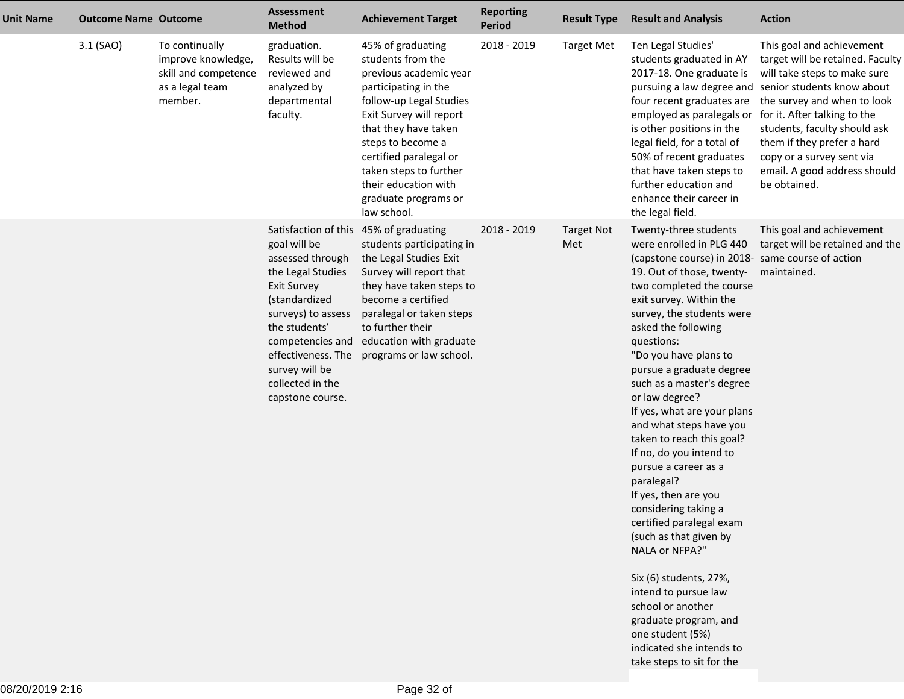| Unit Name | Outcome Name | Outcome | Assessment Method | Achievement Target | Reporting Period | Result Type | Result and Analysis | Action |
|---|---|---|---|---|---|---|---|---|
| | 3.1 (SAO) | To continually improve knowledge, skill and competence as a legal team member. | graduation. Results will be reviewed and analyzed by departmental faculty. | 45% of graduating students from the previous academic year participating in the follow-up Legal Studies Exit Survey will report that they have taken steps to become a certified paralegal or taken steps to further their education with graduate programs or law school. | 2018 - 2019 | Target Met | Ten Legal Studies' students graduated in AY 2017-18. One graduate is pursuing a law degree and four recent graduates are employed as paralegals or is other positions in the legal field, for a total of 50% of recent graduates that have taken steps to further education and enhance their career in the legal field. | This goal and achievement target will be retained. Faculty will take steps to make sure senior students know about the survey and when to look for it. After talking to the students, faculty should ask them if they prefer a hard copy or a survey sent via email. A good address should be obtained. |
| | | | Satisfaction of this goal will be assessed through the Legal Studies Exit Survey (standardized surveys) to assess the students' competencies and effectiveness. The survey will be collected in the capstone course. | 45% of graduating students participating in the Legal Studies Exit Survey will report that they have taken steps to become a certified paralegal or taken steps to further their education with graduate programs or law school. | 2018 - 2019 | Target Not Met | Twenty-three students were enrolled in PLG 440 (capstone course) in 2018-19. Out of those, twenty-two completed the course exit survey. Within the survey, the students were asked the following questions:<br>"Do you have plans to pursue a graduate degree such as a master's degree or law degree?<br>If yes, what are your plans and what steps have you taken to reach this goal?<br>If no, do you intend to pursue a career as a paralegal?<br>If yes, then are you considering taking a certified paralegal exam (such as that given by NALA or NFPA?"<br><br>Six (6) students, 27%, intend to pursue law school or another graduate program, and one student (5%) indicated she intends to take steps to sit for the | This goal and achievement target will be retained and the same course of action maintained. |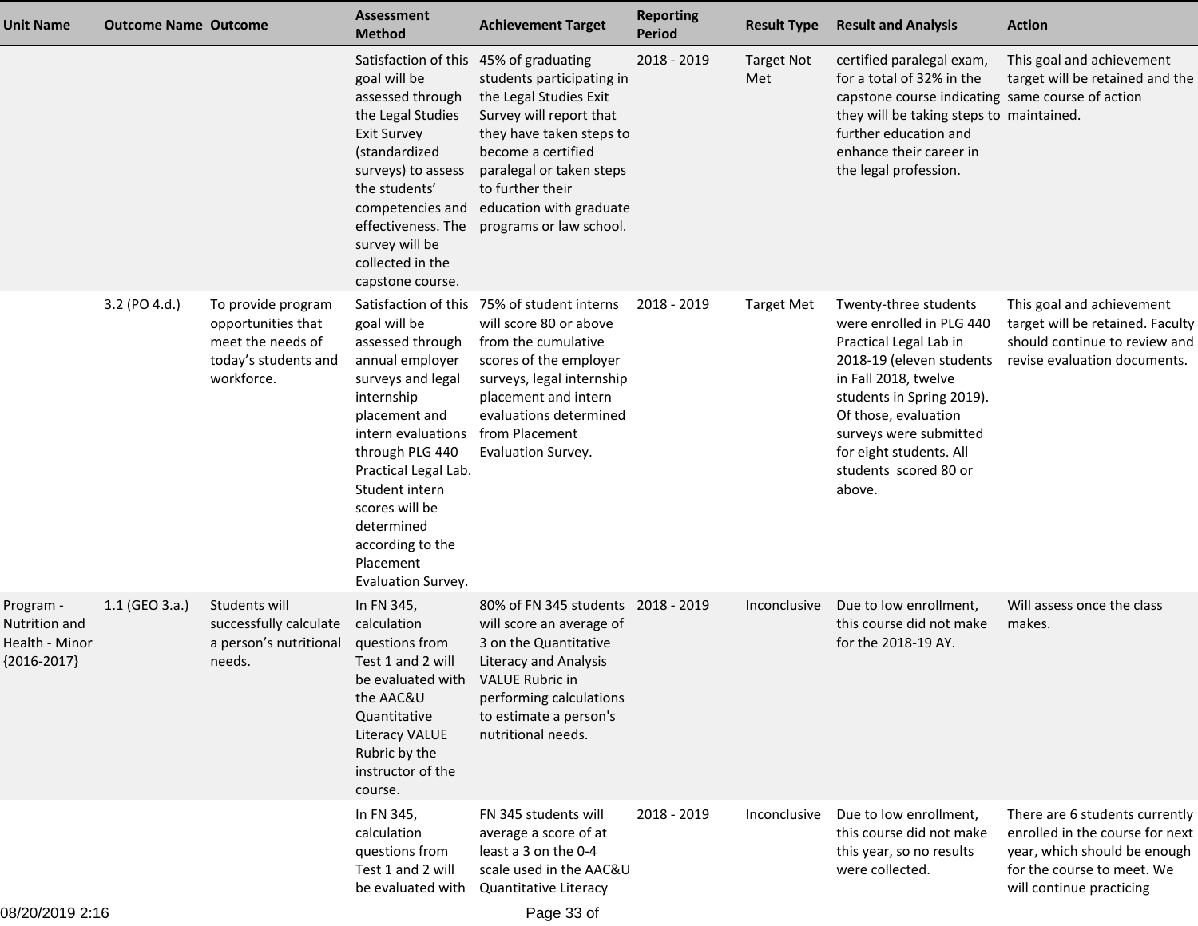| Unit Name | Outcome Name | Outcome | Assessment Method | Achievement Target | Reporting Period | Result Type | Result and Analysis | Action |
|---|---|---|---|---|---|---|---|---|
| | | | Satisfaction of this goal will be assessed through the Legal Studies Exit Survey (standardized surveys) to assess the students' competencies and effectiveness. The survey will be collected in the capstone course. | 45% of graduating students participating in the Legal Studies Exit Survey will report that they have taken steps to become a certified paralegal or taken steps to further their education with graduate programs or law school. | 2018 - 2019 | Target Not Met | certified paralegal exam, for a total of 32% in the capstone course indicating they will be taking steps to further education and enhance their career in the legal profession. | This goal and achievement target will be retained and the same course of action maintained. |
| | 3.2 (PO 4.d.) | To provide program opportunities that meet the needs of today's students and workforce. | Satisfaction of this goal will be assessed through annual employer surveys and legal internship placement and intern evaluations through PLG 440 Practical Legal Lab. Student intern scores will be determined according to the Placement Evaluation Survey. | 75% of student interns will score 80 or above from the cumulative scores of the employer surveys, legal internship placement and intern evaluations determined from Placement Evaluation Survey. | 2018 - 2019 | Target Met | Twenty-three students were enrolled in PLG 440 Practical Legal Lab in 2018-19 (eleven students in Fall 2018, twelve students in Spring 2019). Of those, evaluation surveys were submitted for eight students. All students scored 80 or above. | This goal and achievement target will be retained. Faculty should continue to review and revise evaluation documents. |
| Program - Nutrition and Health - Minor {2016-2017} | 1.1 (GEO 3.a.) | Students will successfully calculate a person's nutritional needs. | In FN 345, calculation questions from Test 1 and 2 will be evaluated with the AAC&U Quantitative Literacy VALUE Rubric by the instructor of the course. | 80% of FN 345 students will score an average of 3 on the Quantitative Literacy and Analysis VALUE Rubric in performing calculations to estimate a person's nutritional needs. | 2018 - 2019 | Inconclusive | Due to low enrollment, this course did not make for the 2018-19 AY. | Will assess once the class makes. |
| | | | In FN 345, calculation questions from Test 1 and 2 will be evaluated with | FN 345 students will average a score of at least a 3 on the 0-4 scale used in the AAC&U Quantitative Literacy | 2018 - 2019 | Inconclusive | Due to low enrollment, this course did not make this year, so no results were collected. | There are 6 students currently enrolled in the course for next year, which should be enough for the course to meet. We will continue practicing |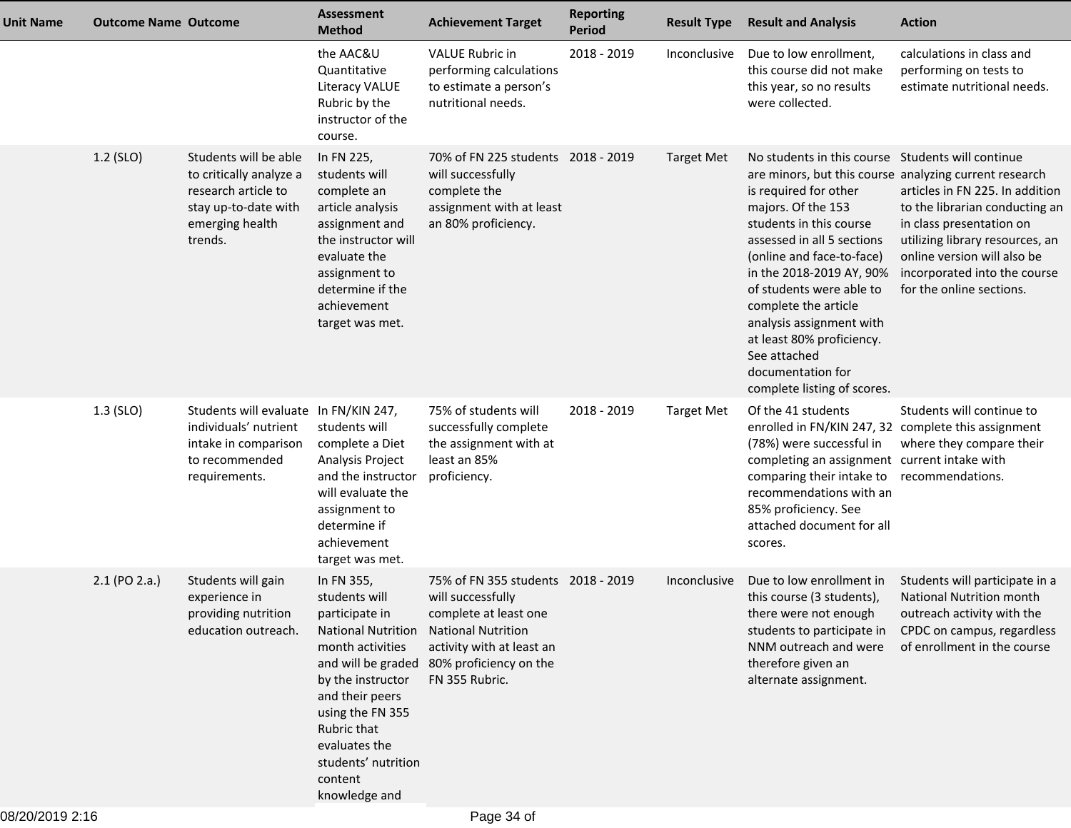| Unit Name | Outcome Name | Outcome | Assessment Method | Achievement Target | Reporting Period | Result Type | Result and Analysis | Action |
|---|---|---|---|---|---|---|---|---|
| | | | the AAC&U Quantitative Literacy VALUE Rubric by the instructor of the course. | VALUE Rubric in performing calculations to estimate a person's nutritional needs. | 2018 - 2019 | Inconclusive | Due to low enrollment, this course did not make this year, so no results were collected. | calculations in class and performing on tests to estimate nutritional needs. |
| | 1.2 (SLO) | Students will be able to critically analyze a research article to stay up-to-date with emerging health trends. | In FN 225, students will complete an article analysis assignment and the instructor will evaluate the assignment to determine if the achievement target was met. | 70% of FN 225 students will successfully complete the assignment with at least an 80% proficiency. | 2018 - 2019 | Target Met | No students in this course are minors, but this course is required for other majors. Of the 153 students in this course assessed in all 5 sections (online and face-to-face) in the 2018-2019 AY, 90% of students were able to complete the article analysis assignment with at least 80% proficiency. See attached documentation for complete listing of scores. | Students will continue analyzing current research articles in FN 225. In addition to the librarian conducting an in class presentation on utilizing library resources, an online version will also be incorporated into the course for the online sections. |
| | 1.3 (SLO) | Students will evaluate individuals' nutrient intake in comparison to recommended requirements. | In FN/KIN 247, students will complete a Diet Analysis Project and the instructor will evaluate the assignment to determine if achievement target was met. | 75% of students will successfully complete the assignment with at least an 85% proficiency. | 2018 - 2019 | Target Met | Of the 41 students enrolled in FN/KIN 247, 32 (78%) were successful in completing an assignment comparing their intake to recommendations with an 85% proficiency. See attached document for all scores. | Students will continue to complete this assignment where they compare their current intake with recommendations. |
| | 2.1 (PO 2.a.) | Students will gain experience in providing nutrition education outreach. | In FN 355, students will participate in National Nutrition month activities and will be graded by the instructor and their peers using the FN 355 Rubric that evaluates the students' nutrition content knowledge and | 75% of FN 355 students will successfully complete at least one National Nutrition activity with at least an 80% proficiency on the FN 355 Rubric. | 2018 - 2019 | Inconclusive | Due to low enrollment in this course (3 students), there were not enough students to participate in NNM outreach and were therefore given an alternate assignment. | Students will participate in a National Nutrition month outreach activity with the CPDC on campus, regardless of enrollment in the course |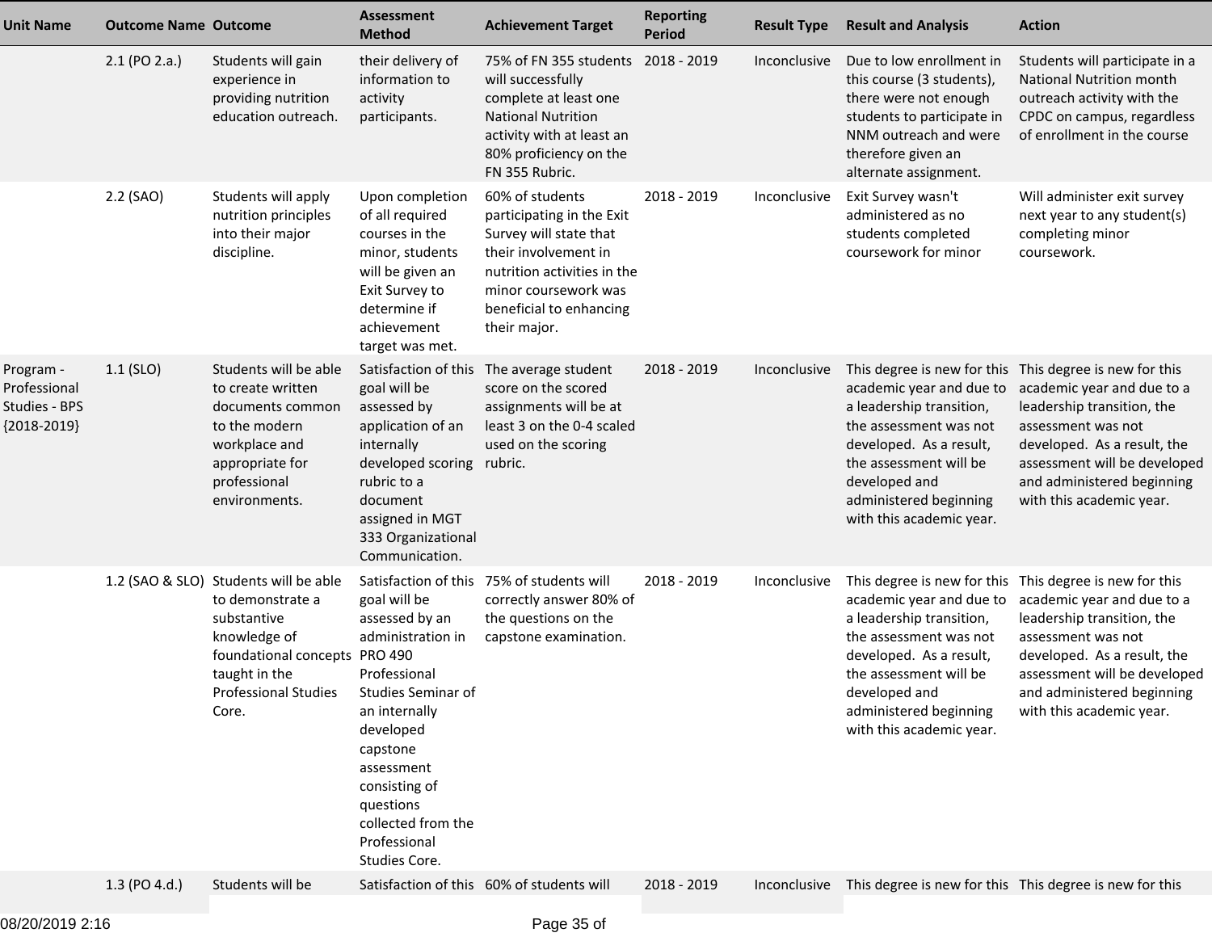| Unit Name | Outcome Name | Outcome | Assessment Method | Achievement Target | Reporting Period | Result Type | Result and Analysis | Action |
|---|---|---|---|---|---|---|---|---|
| | 2.1 (PO 2.a.) | Students will gain experience in providing nutrition education outreach. | their delivery of information to activity participants. | 75% of FN 355 students will successfully complete at least one National Nutrition activity with at least an 80% proficiency on the FN 355 Rubric. | 2018 - 2019 | Inconclusive | Due to low enrollment in this course (3 students), there were not enough students to participate in NNM outreach and were therefore given an alternate assignment. | Students will participate in a National Nutrition month outreach activity with the CPDC on campus, regardless of enrollment in the course |
| | 2.2 (SAO) | Students will apply nutrition principles into their major discipline. | Upon completion of all required courses in the minor, students will be given an Exit Survey to determine if achievement target was met. | 60% of students participating in the Exit Survey will state that their involvement in nutrition activities in the minor coursework was beneficial to enhancing their major. | 2018 - 2019 | Inconclusive | Exit Survey wasn't administered as no students completed coursework for minor | Will administer exit survey next year to any student(s) completing minor coursework. |
| Program - Professional Studies - BPS {2018-2019} | 1.1 (SLO) | Students will be able to create written documents common to the modern workplace and appropriate for professional environments. | Satisfaction of this goal will be assessed by application of an internally developed scoring rubric to a document assigned in MGT 333 Organizational Communication. | The average student score on the scored assignments will be at least 3 on the 0-4 scaled used on the scoring rubric. | 2018 - 2019 | Inconclusive | This degree is new for this academic year and due to a leadership transition, the assessment was not developed. As a result, the assessment will be developed and administered beginning with this academic year. | This degree is new for this academic year and due to a leadership transition, the assessment was not developed. As a result, the assessment will be developed and administered beginning with this academic year. |
| | 1.2 (SAO & SLO) | Students will be able to demonstrate a substantive knowledge of foundational concepts taught in the Professional Studies Core. | Satisfaction of this goal will be assessed by an administration in PRO 490 Professional Studies Seminar of an internally developed capstone assessment consisting of questions collected from the Professional Studies Core. | 75% of students will correctly answer 80% of the questions on the capstone examination. | 2018 - 2019 | Inconclusive | This degree is new for this academic year and due to a leadership transition, the assessment was not developed. As a result, the assessment will be developed and administered beginning with this academic year. | This degree is new for this academic year and due to a leadership transition, the assessment was not developed. As a result, the assessment will be developed and administered beginning with this academic year. |
| | 1.3 (PO 4.d.) | Students will be | Satisfaction of this | 60% of students will | 2018 - 2019 | Inconclusive | This degree is new for this | This degree is new for this |

08/20/2019 2:16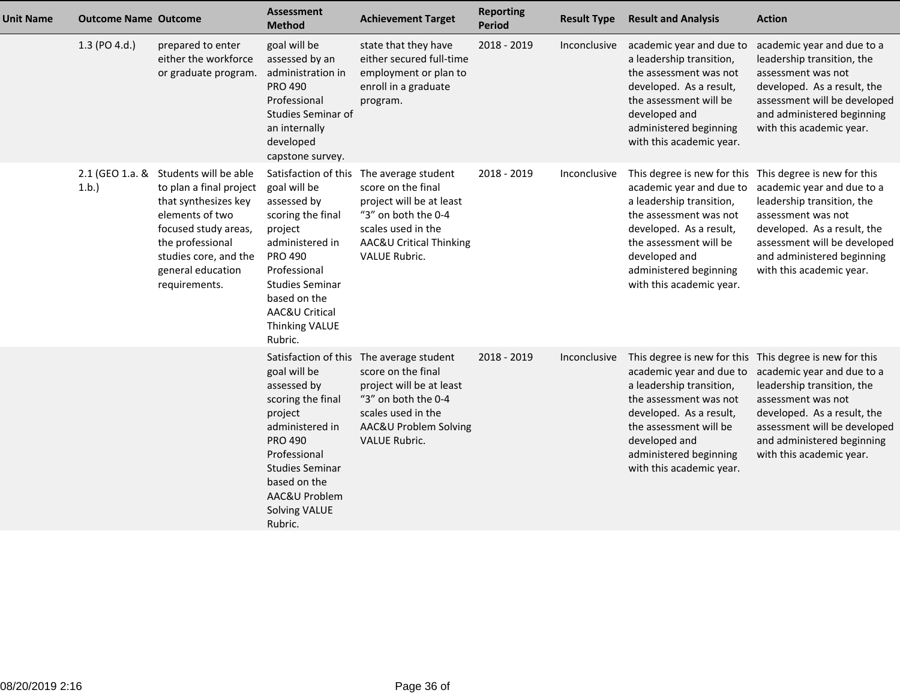| Unit Name | Outcome Name | Outcome | Assessment Method | Achievement Target | Reporting Period | Result Type | Result and Analysis | Action |
|---|---|---|---|---|---|---|---|---|
| | 1.3 (PO 4.d.) | prepared to enter either the workforce or graduate program. | goal will be assessed by an administration in PRO 490 Professional Studies Seminar of an internally developed capstone survey. | state that they have either secured full-time employment or plan to enroll in a graduate program. | 2018 - 2019 | Inconclusive | academic year and due to a leadership transition, the assessment was not developed. As a result, the assessment will be developed and administered beginning with this academic year. | academic year and due to a leadership transition, the assessment was not developed. As a result, the assessment will be developed and administered beginning with this academic year. |
| | 2.1 (GEO 1.a. & 1.b.) | Students will be able to plan a final project that synthesizes key elements of two focused study areas, the professional studies core, and the general education requirements. | Satisfaction of this goal will be assessed by scoring the final project administered in PRO 490 Professional Studies Seminar based on the AAC&U Critical Thinking VALUE Rubric. | The average student score on the final project will be at least "3" on both the 0-4 scales used in the AAC&U Critical Thinking VALUE Rubric. | 2018 - 2019 | Inconclusive | This degree is new for this academic year and due to a leadership transition, the assessment was not developed. As a result, the assessment will be developed and administered beginning with this academic year. | This degree is new for this academic year and due to a leadership transition, the assessment was not developed. As a result, the assessment will be developed and administered beginning with this academic year. |
| | | | Satisfaction of this goal will be assessed by scoring the final project administered in PRO 490 Professional Studies Seminar based on the AAC&U Problem Solving VALUE Rubric. | The average student score on the final project will be at least "3" on both the 0-4 scales used in the AAC&U Problem Solving VALUE Rubric. | 2018 - 2019 | Inconclusive | This degree is new for this academic year and due to a leadership transition, the assessment was not developed. As a result, the assessment will be developed and administered beginning with this academic year. | This degree is new for this academic year and due to a leadership transition, the assessment was not developed. As a result, the assessment will be developed and administered beginning with this academic year. |

08/20/2019 2:16